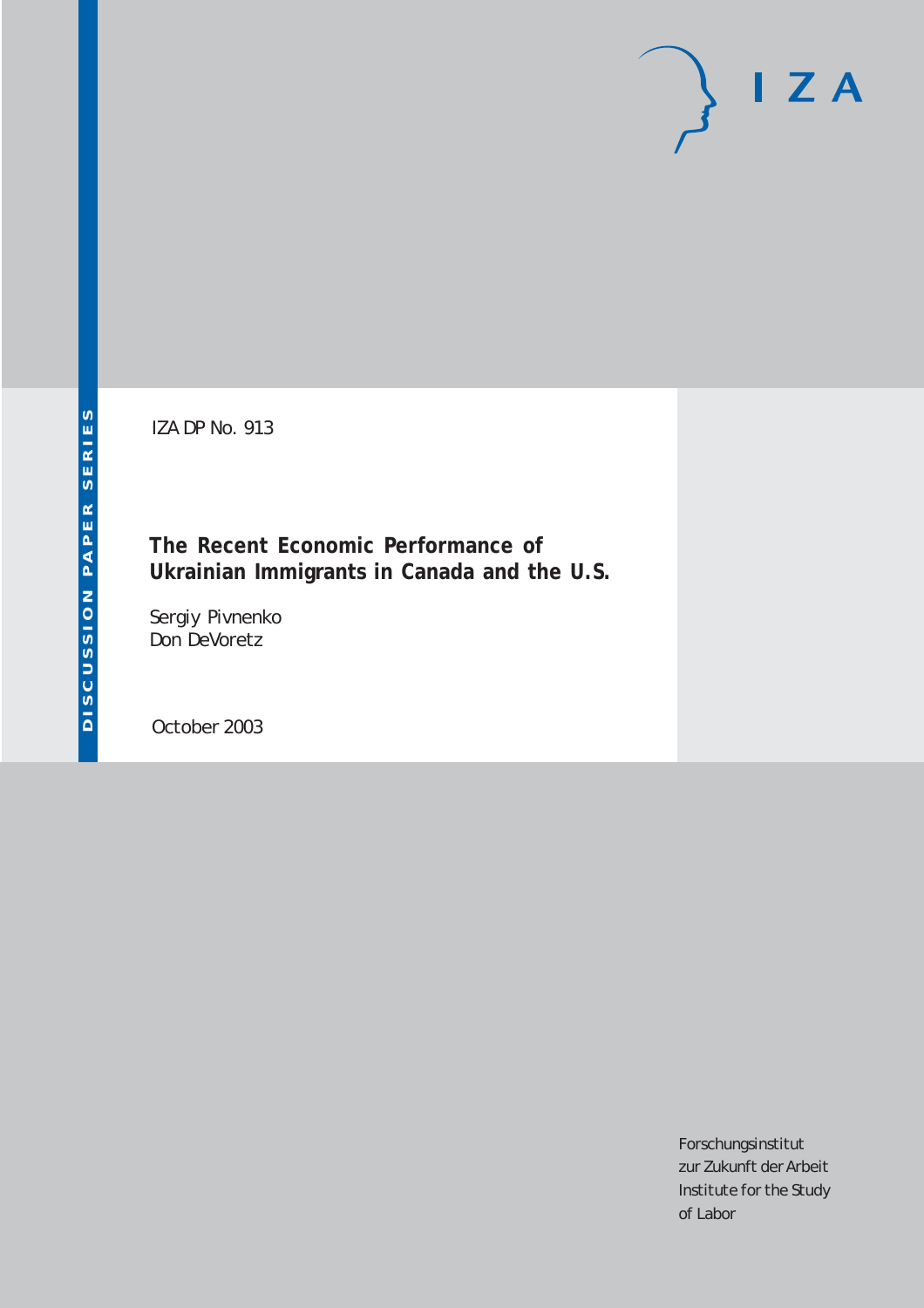DISCUSSION PAPER SERIES

IZA

IZA DP No. 913

# The Recent Economic Performance of Ukrainian Immigrants in Canada and the U.S.

Sergiy Pivnenko
Don DeVoretz

October 2003

Forschungsinstitut
zur Zukunft der Arbeit
Institute for the Study
of Labor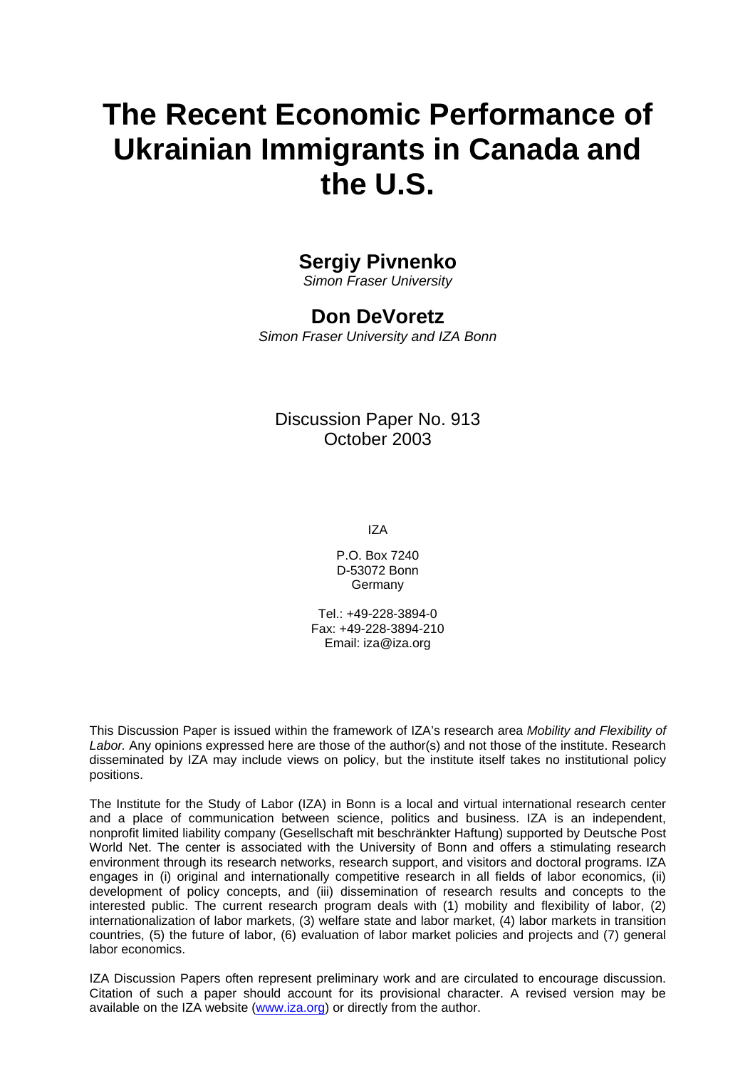# The Recent Economic Performance of Ukrainian Immigrants in Canada and the U.S.

## Sergiy Pivnenko

*Simon Fraser University*

## Don DeVoretz

*Simon Fraser University and IZA Bonn*

Discussion Paper No. 913
October 2003

IZA

P.O. Box 7240
D-53072 Bonn
Germany

Tel.: +49-228-3894-0
Fax: +49-228-3894-210
Email: iza@iza.org

This Discussion Paper is issued within the framework of IZA's research area *Mobility and Flexibility of Labor.* Any opinions expressed here are those of the author(s) and not those of the institute. Research disseminated by IZA may include views on policy, but the institute itself takes no institutional policy positions.

The Institute for the Study of Labor (IZA) in Bonn is a local and virtual international research center and a place of communication between science, politics and business. IZA is an independent, nonprofit limited liability company (Gesellschaft mit beschränkter Haftung) supported by Deutsche Post World Net. The center is associated with the University of Bonn and offers a stimulating research environment through its research networks, research support, and visitors and doctoral programs. IZA engages in (i) original and internationally competitive research in all fields of labor economics, (ii) development of policy concepts, and (iii) dissemination of research results and concepts to the interested public. The current research program deals with (1) mobility and flexibility of labor, (2) internationalization of labor markets, (3) welfare state and labor market, (4) labor markets in transition countries, (5) the future of labor, (6) evaluation of labor market policies and projects and (7) general labor economics.

IZA Discussion Papers often represent preliminary work and are circulated to encourage discussion. Citation of such a paper should account for its provisional character. A revised version may be available on the IZA website (www.iza.org) or directly from the author.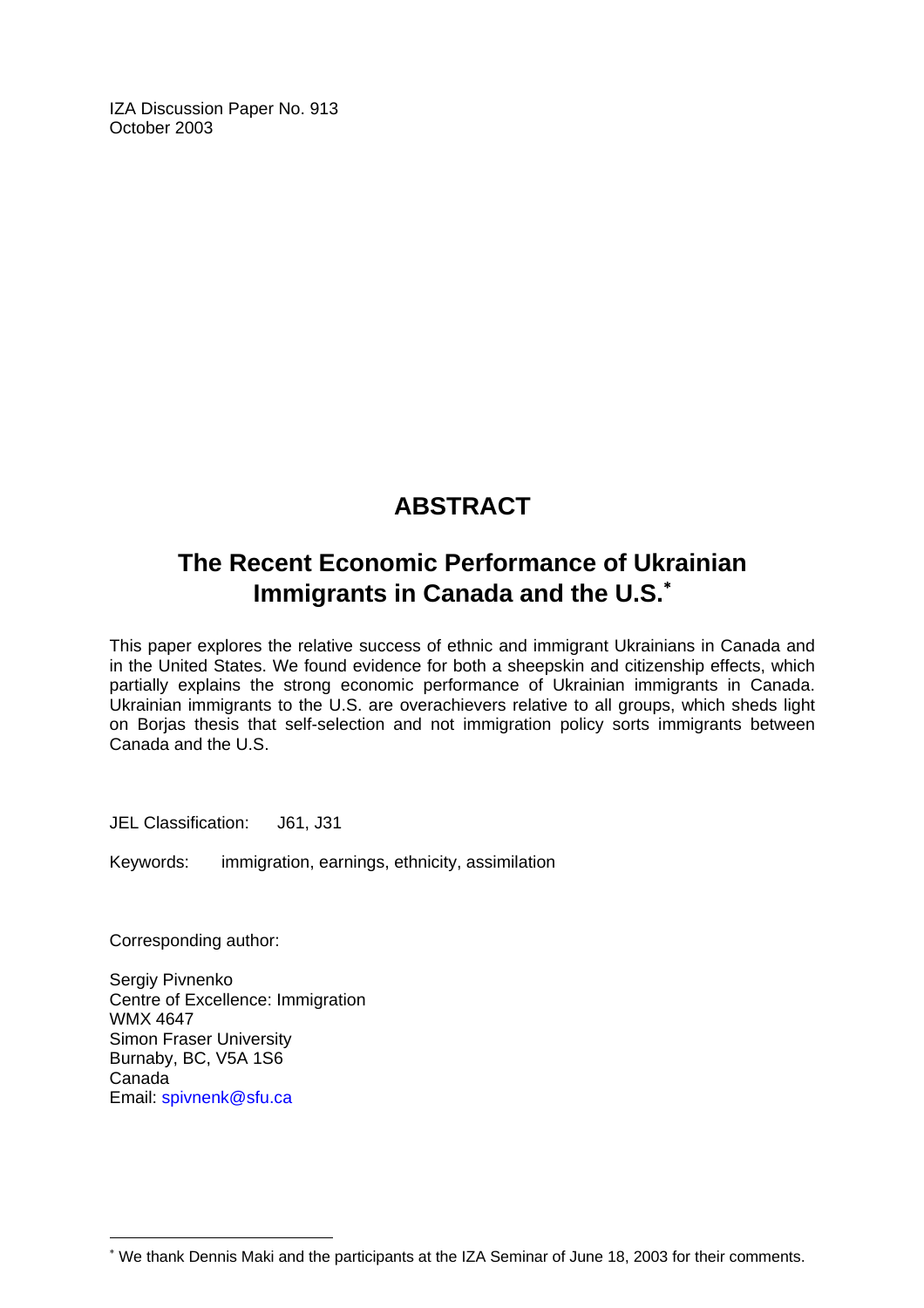IZA Discussion Paper No. 913
October 2003

# ABSTRACT

## The Recent Economic Performance of Ukrainian Immigrants in Canada and the U.S.*

This paper explores the relative success of ethnic and immigrant Ukrainians in Canada and in the United States. We found evidence for both a sheepskin and citizenship effects, which partially explains the strong economic performance of Ukrainian immigrants in Canada. Ukrainian immigrants to the U.S. are overachievers relative to all groups, which sheds light on Borjas thesis that self-selection and not immigration policy sorts immigrants between Canada and the U.S.

JEL Classification: J61, J31

Keywords: immigration, earnings, ethnicity, assimilation

Corresponding author:

Sergiy Pivnenko
Centre of Excellence: Immigration
WMX 4647
Simon Fraser University
Burnaby, BC, V5A 1S6
Canada
Email: spivnenk@sfu.ca

* We thank Dennis Maki and the participants at the IZA Seminar of June 18, 2003 for their comments.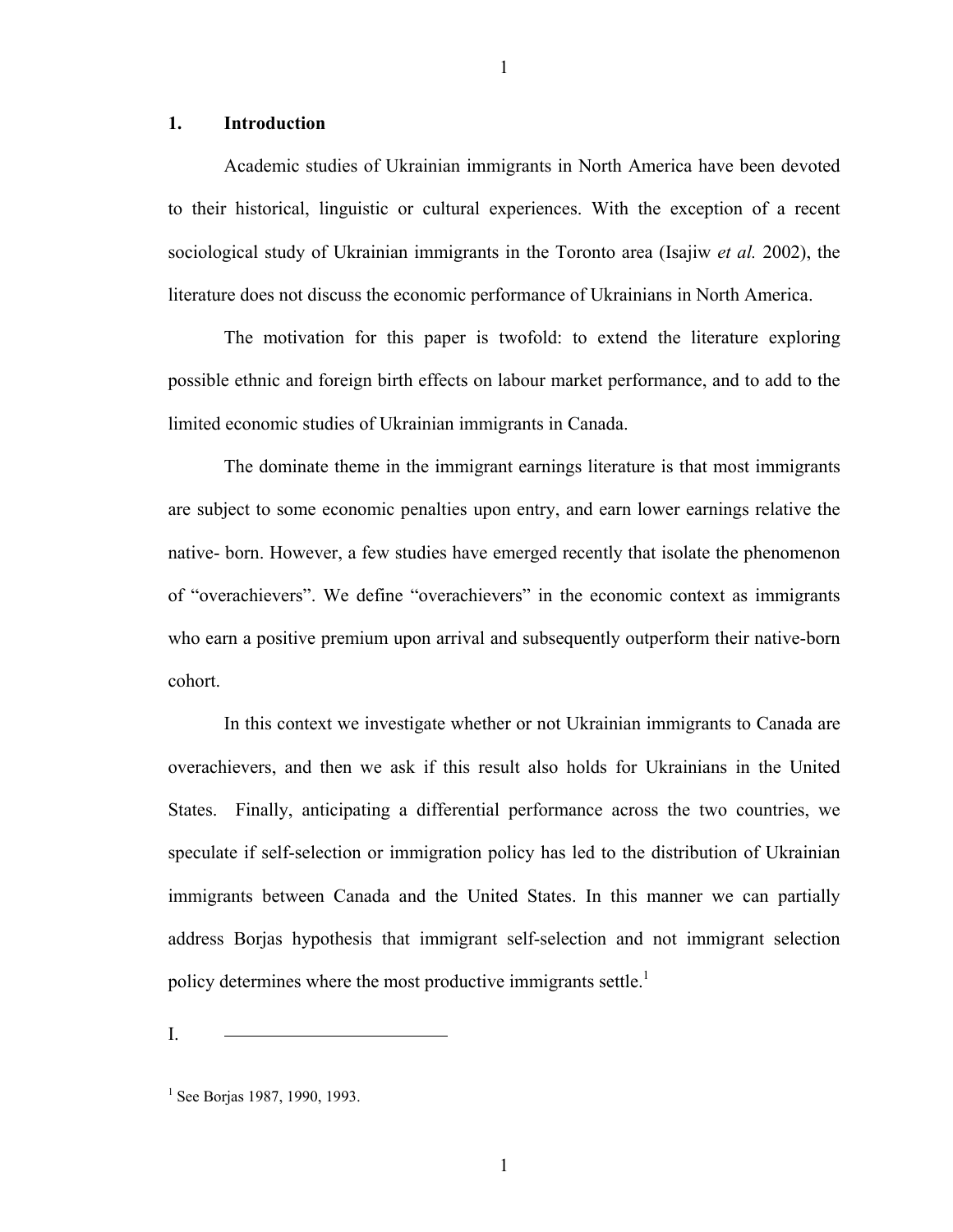## 1. Introduction

Academic studies of Ukrainian immigrants in North America have been devoted to their historical, linguistic or cultural experiences. With the exception of a recent sociological study of Ukrainian immigrants in the Toronto area (Isajiw *et al.* 2002), the literature does not discuss the economic performance of Ukrainians in North America.

The motivation for this paper is twofold: to extend the literature exploring possible ethnic and foreign birth effects on labour market performance, and to add to the limited economic studies of Ukrainian immigrants in Canada.

The dominate theme in the immigrant earnings literature is that most immigrants are subject to some economic penalties upon entry, and earn lower earnings relative the native- born. However, a few studies have emerged recently that isolate the phenomenon of "overachievers". We define "overachievers" in the economic context as immigrants who earn a positive premium upon arrival and subsequently outperform their native-born cohort.

In this context we investigate whether or not Ukrainian immigrants to Canada are overachievers, and then we ask if this result also holds for Ukrainians in the United States. Finally, anticipating a differential performance across the two countries, we speculate if self-selection or immigration policy has led to the distribution of Ukrainian immigrants between Canada and the United States. In this manner we can partially address Borjas hypothesis that immigrant self-selection and not immigrant selection policy determines where the most productive immigrants settle.[1]

I.

[1] See Borjas 1987, 1990, 1993.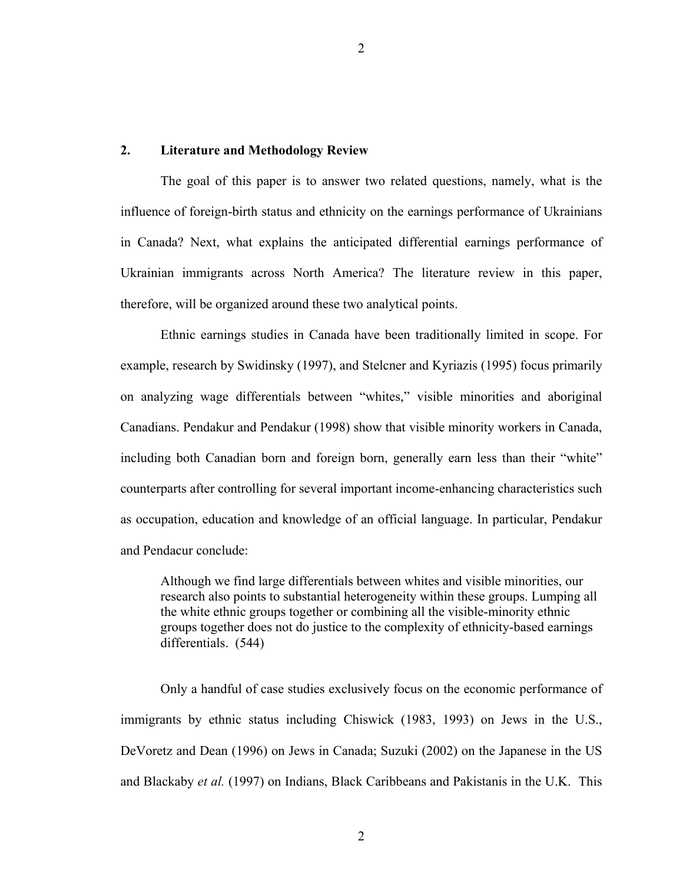## 2. Literature and Methodology Review

The goal of this paper is to answer two related questions, namely, what is the influence of foreign-birth status and ethnicity on the earnings performance of Ukrainians in Canada? Next, what explains the anticipated differential earnings performance of Ukrainian immigrants across North America? The literature review in this paper, therefore, will be organized around these two analytical points.

Ethnic earnings studies in Canada have been traditionally limited in scope. For example, research by Swidinsky (1997), and Stelcner and Kyriazis (1995) focus primarily on analyzing wage differentials between "whites," visible minorities and aboriginal Canadians. Pendakur and Pendakur (1998) show that visible minority workers in Canada, including both Canadian born and foreign born, generally earn less than their "white" counterparts after controlling for several important income-enhancing characteristics such as occupation, education and knowledge of an official language. In particular, Pendakur and Pendacur conclude:

> Although we find large differentials between whites and visible minorities, our research also points to substantial heterogeneity within these groups. Lumping all the white ethnic groups together or combining all the visible-minority ethnic groups together does not do justice to the complexity of ethnicity-based earnings differentials. (544)

Only a handful of case studies exclusively focus on the economic performance of immigrants by ethnic status including Chiswick (1983, 1993) on Jews in the U.S., DeVoretz and Dean (1996) on Jews in Canada; Suzuki (2002) on the Japanese in the US and Blackaby *et al.* (1997) on Indians, Black Caribbeans and Pakistanis in the U.K. This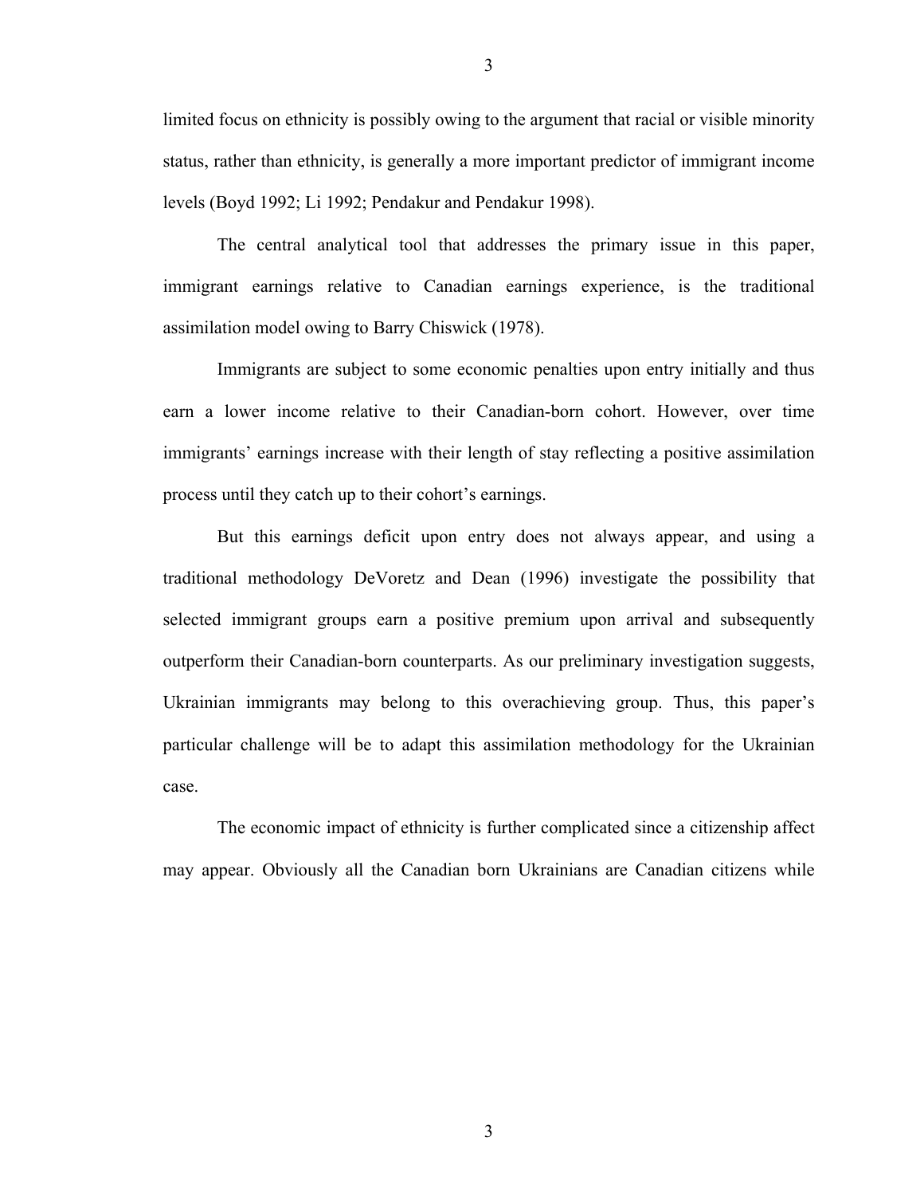limited focus on ethnicity is possibly owing to the argument that racial or visible minority status, rather than ethnicity, is generally a more important predictor of immigrant income levels (Boyd 1992; Li 1992; Pendakur and Pendakur 1998).

The central analytical tool that addresses the primary issue in this paper, immigrant earnings relative to Canadian earnings experience, is the traditional assimilation model owing to Barry Chiswick (1978).

Immigrants are subject to some economic penalties upon entry initially and thus earn a lower income relative to their Canadian-born cohort. However, over time immigrants' earnings increase with their length of stay reflecting a positive assimilation process until they catch up to their cohort's earnings.

But this earnings deficit upon entry does not always appear, and using a traditional methodology DeVoretz and Dean (1996) investigate the possibility that selected immigrant groups earn a positive premium upon arrival and subsequently outperform their Canadian-born counterparts. As our preliminary investigation suggests, Ukrainian immigrants may belong to this overachieving group. Thus, this paper's particular challenge will be to adapt this assimilation methodology for the Ukrainian case.

The economic impact of ethnicity is further complicated since a citizenship affect may appear. Obviously all the Canadian born Ukrainians are Canadian citizens while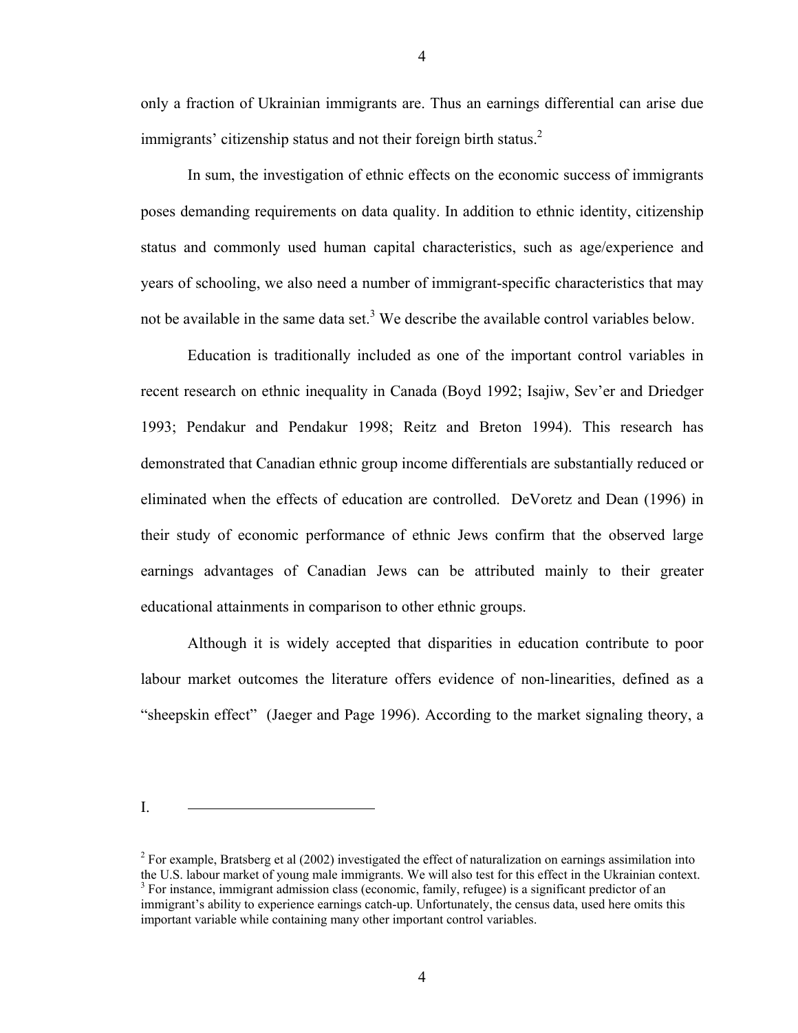only a fraction of Ukrainian immigrants are. Thus an earnings differential can arise due immigrants' citizenship status and not their foreign birth status.[2]

In sum, the investigation of ethnic effects on the economic success of immigrants poses demanding requirements on data quality. In addition to ethnic identity, citizenship status and commonly used human capital characteristics, such as age/experience and years of schooling, we also need a number of immigrant-specific characteristics that may not be available in the same data set.[3] We describe the available control variables below.

Education is traditionally included as one of the important control variables in recent research on ethnic inequality in Canada (Boyd 1992; Isajiw, Sev'er and Driedger 1993; Pendakur and Pendakur 1998; Reitz and Breton 1994). This research has demonstrated that Canadian ethnic group income differentials are substantially reduced or eliminated when the effects of education are controlled. DeVoretz and Dean (1996) in their study of economic performance of ethnic Jews confirm that the observed large earnings advantages of Canadian Jews can be attributed mainly to their greater educational attainments in comparison to other ethnic groups.

Although it is widely accepted that disparities in education contribute to poor labour market outcomes the literature offers evidence of non-linearities, defined as a "sheepskin effect" (Jaeger and Page 1996). According to the market signaling theory, a

I.

---

[2] For example, Bratsberg et al (2002) investigated the effect of naturalization on earnings assimilation into the U.S. labour market of young male immigrants. We will also test for this effect in the Ukrainian context.

[3] For instance, immigrant admission class (economic, family, refugee) is a significant predictor of an immigrant's ability to experience earnings catch-up. Unfortunately, the census data, used here omits this important variable while containing many other important control variables.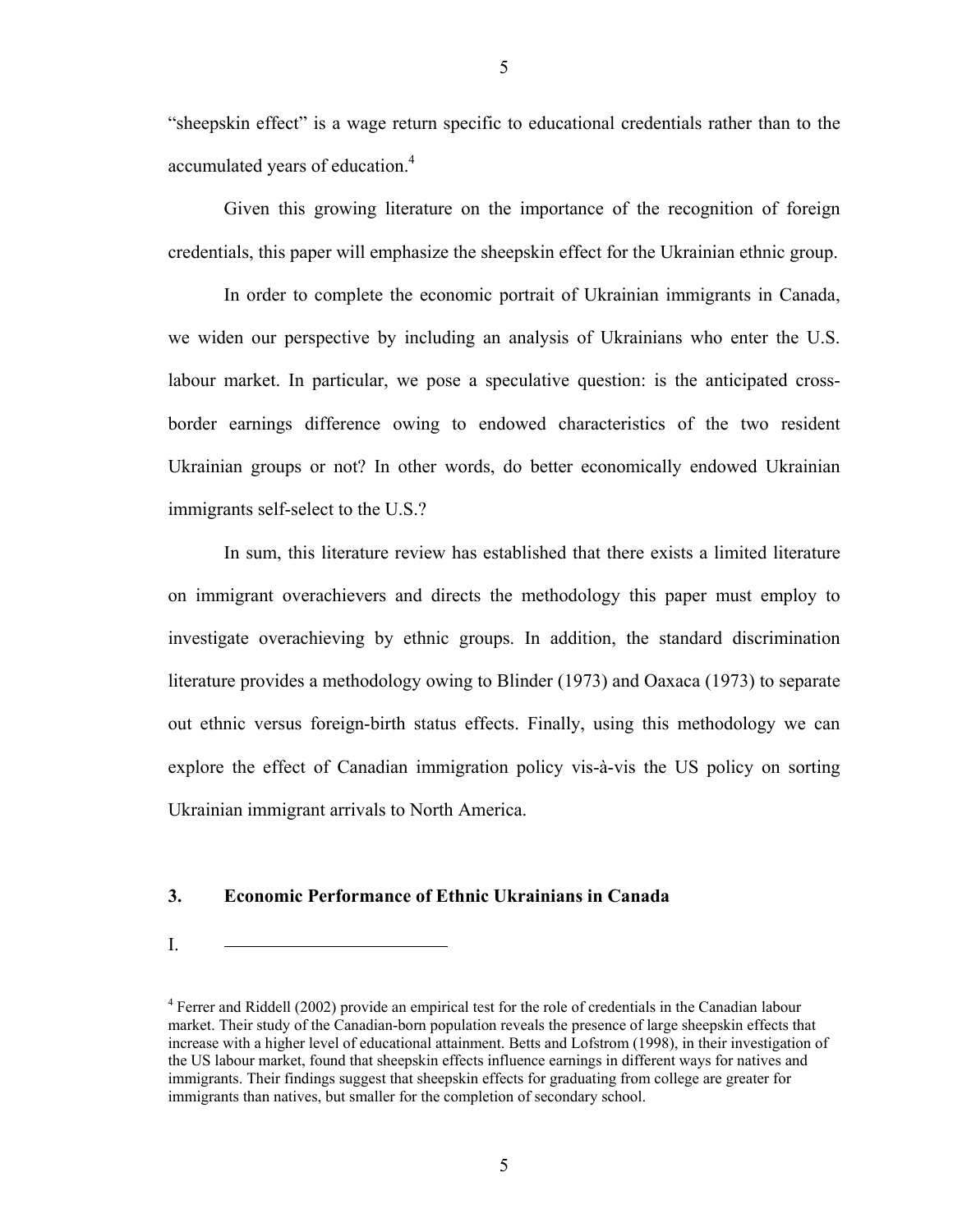"sheepskin effect" is a wage return specific to educational credentials rather than to the accumulated years of education.[4]

Given this growing literature on the importance of the recognition of foreign credentials, this paper will emphasize the sheepskin effect for the Ukrainian ethnic group.

In order to complete the economic portrait of Ukrainian immigrants in Canada, we widen our perspective by including an analysis of Ukrainians who enter the U.S. labour market. In particular, we pose a speculative question: is the anticipated cross-border earnings difference owing to endowed characteristics of the two resident Ukrainian groups or not? In other words, do better economically endowed Ukrainian immigrants self-select to the U.S.?

In sum, this literature review has established that there exists a limited literature on immigrant overachievers and directs the methodology this paper must employ to investigate overachieving by ethnic groups. In addition, the standard discrimination literature provides a methodology owing to Blinder (1973) and Oaxaca (1973) to separate out ethnic versus foreign-birth status effects. Finally, using this methodology we can explore the effect of Canadian immigration policy vis-à-vis the US policy on sorting Ukrainian immigrant arrivals to North America.

## 3. Economic Performance of Ethnic Ukrainians in Canada

I.

[4] Ferrer and Riddell (2002) provide an empirical test for the role of credentials in the Canadian labour market. Their study of the Canadian-born population reveals the presence of large sheepskin effects that increase with a higher level of educational attainment. Betts and Lofstrom (1998), in their investigation of the US labour market, found that sheepskin effects influence earnings in different ways for natives and immigrants. Their findings suggest that sheepskin effects for graduating from college are greater for immigrants than natives, but smaller for the completion of secondary school.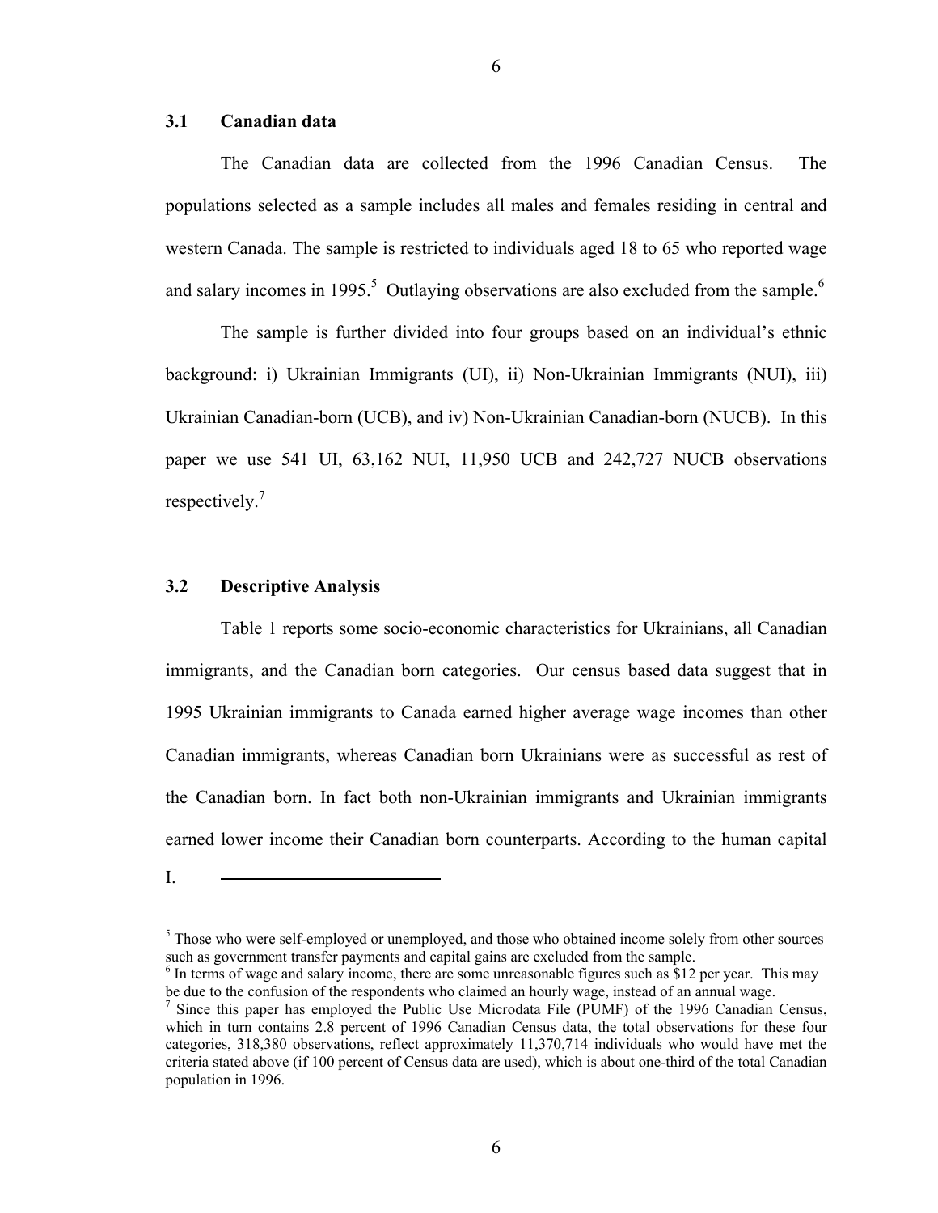### 3.1 Canadian data

The Canadian data are collected from the 1996 Canadian Census. The populations selected as a sample includes all males and females residing in central and western Canada. The sample is restricted to individuals aged 18 to 65 who reported wage and salary incomes in 1995.[5] Outlaying observations are also excluded from the sample.[6]

The sample is further divided into four groups based on an individual's ethnic background: i) Ukrainian Immigrants (UI), ii) Non-Ukrainian Immigrants (NUI), iii) Ukrainian Canadian-born (UCB), and iv) Non-Ukrainian Canadian-born (NUCB). In this paper we use 541 UI, 63,162 NUI, 11,950 UCB and 242,727 NUCB observations respectively.[7]

### 3.2 Descriptive Analysis

Table 1 reports some socio-economic characteristics for Ukrainians, all Canadian immigrants, and the Canadian born categories. Our census based data suggest that in 1995 Ukrainian immigrants to Canada earned higher average wage incomes than other Canadian immigrants, whereas Canadian born Ukrainians were as successful as rest of the Canadian born. In fact both non-Ukrainian immigrants and Ukrainian immigrants earned lower income their Canadian born counterparts. According to the human capital

I.

---

[5] Those who were self-employed or unemployed, and those who obtained income solely from other sources such as government transfer payments and capital gains are excluded from the sample.

[6] In terms of wage and salary income, there are some unreasonable figures such as $12 per year. This may be due to the confusion of the respondents who claimed an hourly wage, instead of an annual wage.

[7] Since this paper has employed the Public Use Microdata File (PUMF) of the 1996 Canadian Census, which in turn contains 2.8 percent of 1996 Canadian Census data, the total observations for these four categories, 318,380 observations, reflect approximately 11,370,714 individuals who would have met the criteria stated above (if 100 percent of Census data are used), which is about one-third of the total Canadian population in 1996.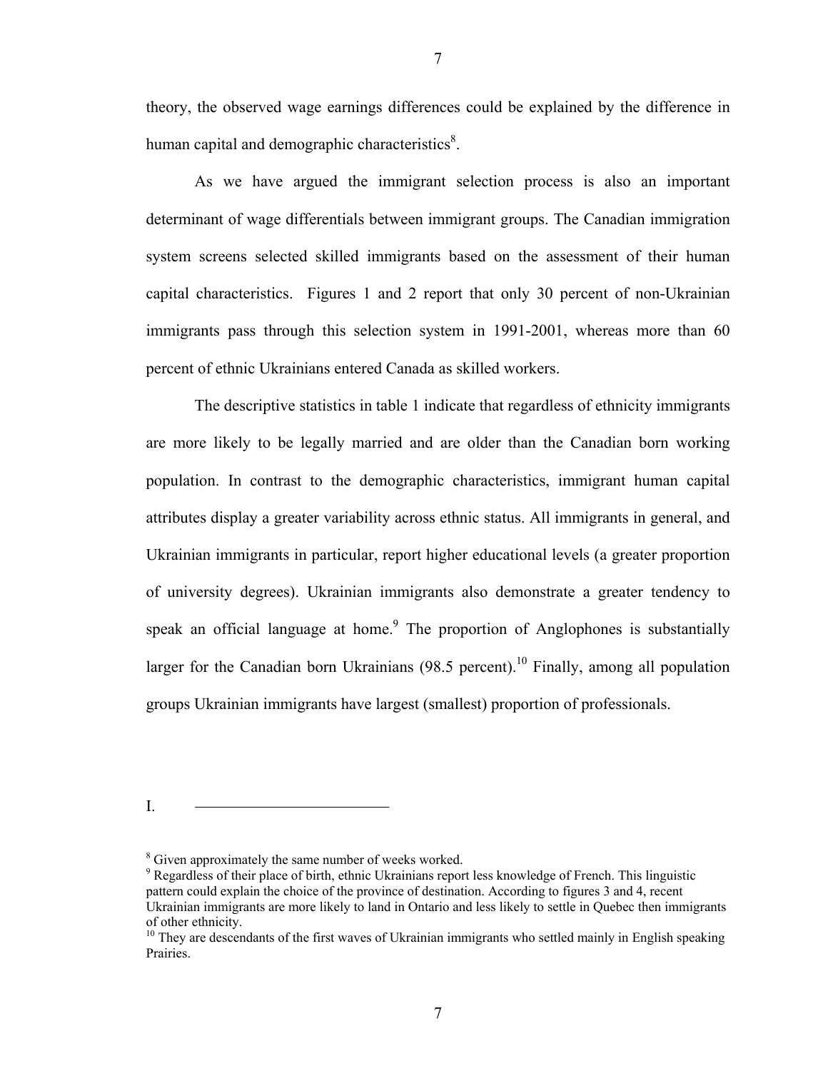theory, the observed wage earnings differences could be explained by the difference in human capital and demographic characteristics[8].

As we have argued the immigrant selection process is also an important determinant of wage differentials between immigrant groups. The Canadian immigration system screens selected skilled immigrants based on the assessment of their human capital characteristics. Figures 1 and 2 report that only 30 percent of non-Ukrainian immigrants pass through this selection system in 1991-2001, whereas more than 60 percent of ethnic Ukrainians entered Canada as skilled workers.

The descriptive statistics in table 1 indicate that regardless of ethnicity immigrants are more likely to be legally married and are older than the Canadian born working population. In contrast to the demographic characteristics, immigrant human capital attributes display a greater variability across ethnic status. All immigrants in general, and Ukrainian immigrants in particular, report higher educational levels (a greater proportion of university degrees). Ukrainian immigrants also demonstrate a greater tendency to speak an official language at home.[9] The proportion of Anglophones is substantially larger for the Canadian born Ukrainians (98.5 percent).[10] Finally, among all population groups Ukrainian immigrants have largest (smallest) proportion of professionals.

I.

---

[8] Given approximately the same number of weeks worked.

[9] Regardless of their place of birth, ethnic Ukrainians report less knowledge of French. This linguistic pattern could explain the choice of the province of destination. According to figures 3 and 4, recent Ukrainian immigrants are more likely to land in Ontario and less likely to settle in Quebec then immigrants of other ethnicity.

[10] They are descendants of the first waves of Ukrainian immigrants who settled mainly in English speaking Prairies.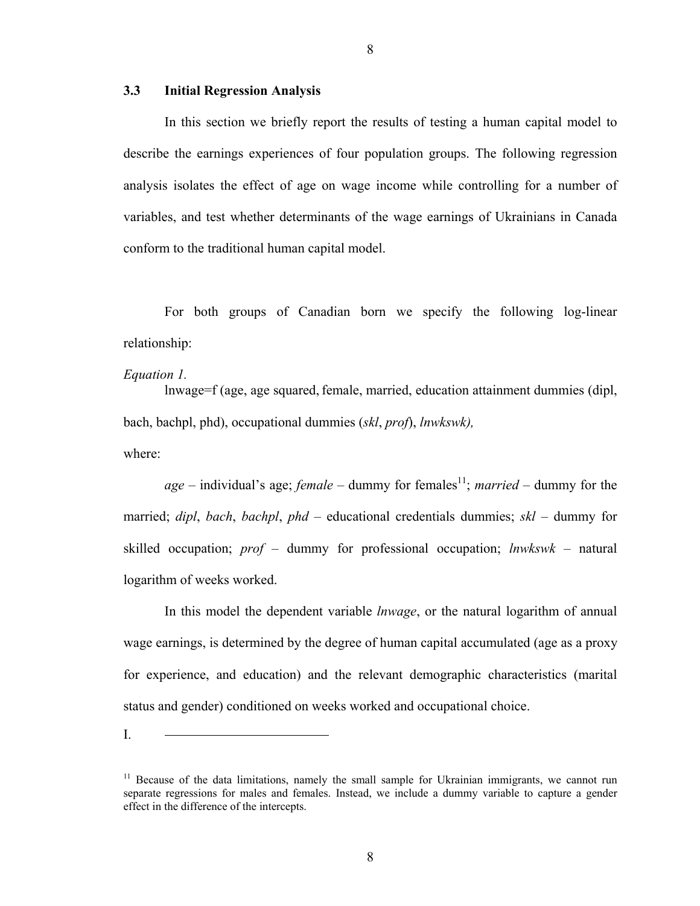### 3.3 Initial Regression Analysis

In this section we briefly report the results of testing a human capital model to describe the earnings experiences of four population groups. The following regression analysis isolates the effect of age on wage income while controlling for a number of variables, and test whether determinants of the wage earnings of Ukrainians in Canada conform to the traditional human capital model.

For both groups of Canadian born we specify the following log-linear relationship:

*Equation 1.*

lnwage=f (age, age squared, female, married, education attainment dummies (dipl, bach, bachpl, phd), occupational dummies (*skl*, *prof*), *lnwkswk),*

where:

*age* – individual's age; *female* – dummy for females[11]; *married* – dummy for the married; *dipl*, *bach*, *bachpl*, *phd* – educational credentials dummies; *skl* – dummy for skilled occupation; *prof* – dummy for professional occupation; *lnwkswk* – natural logarithm of weeks worked.

In this model the dependent variable *lnwage*, or the natural logarithm of annual wage earnings, is determined by the degree of human capital accumulated (age as a proxy for experience, and education) and the relevant demographic characteristics (marital status and gender) conditioned on weeks worked and occupational choice.

I.

---

[11] Because of the data limitations, namely the small sample for Ukrainian immigrants, we cannot run separate regressions for males and females. Instead, we include a dummy variable to capture a gender effect in the difference of the intercepts.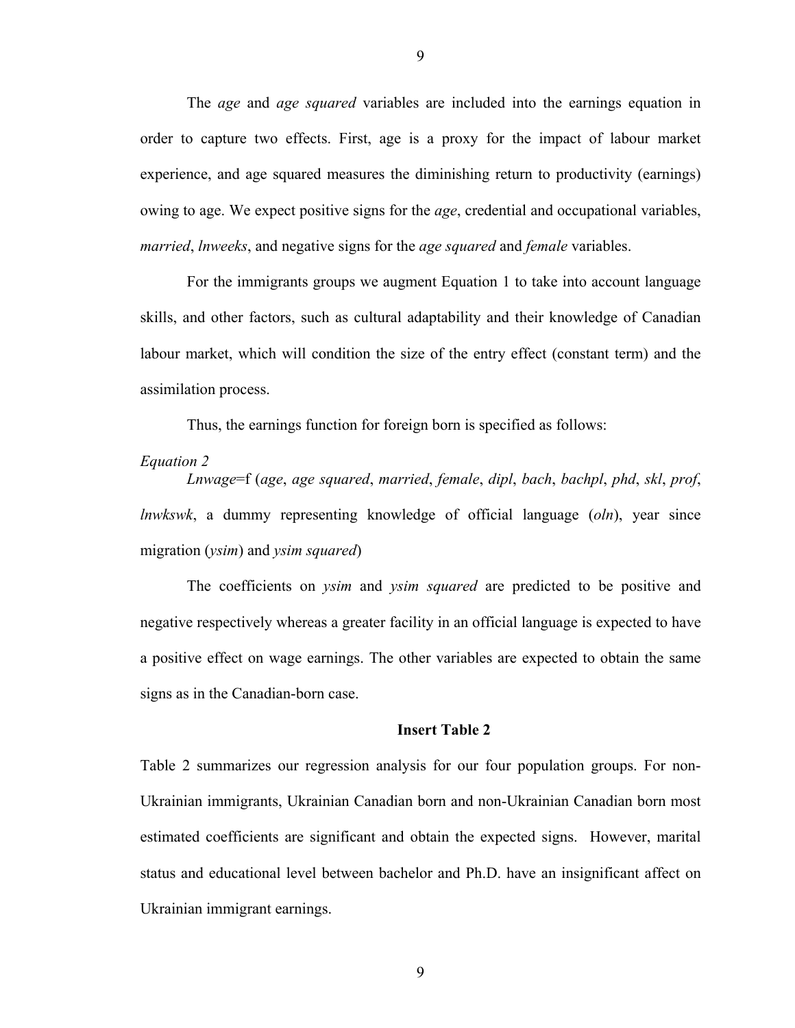The *age* and *age squared* variables are included into the earnings equation in order to capture two effects. First, age is a proxy for the impact of labour market experience, and age squared measures the diminishing return to productivity (earnings) owing to age. We expect positive signs for the *age*, credential and occupational variables, *married*, *lnweeks*, and negative signs for the *age squared* and *female* variables.

For the immigrants groups we augment Equation 1 to take into account language skills, and other factors, such as cultural adaptability and their knowledge of Canadian labour market, which will condition the size of the entry effect (constant term) and the assimilation process.

Thus, the earnings function for foreign born is specified as follows:

*Equation 2*

*Lnwage*=f (*age*, *age squared*, *married*, *female*, *dipl*, *bach*, *bachpl*, *phd*, *skl*, *prof*, *lnwkswk*, a dummy representing knowledge of official language (*oln*), year since migration (*ysim*) and *ysim squared*)

The coefficients on *ysim* and *ysim squared* are predicted to be positive and negative respectively whereas a greater facility in an official language is expected to have a positive effect on wage earnings. The other variables are expected to obtain the same signs as in the Canadian-born case.

**Insert Table 2**

Table 2 summarizes our regression analysis for our four population groups. For non-Ukrainian immigrants, Ukrainian Canadian born and non-Ukrainian Canadian born most estimated coefficients are significant and obtain the expected signs. However, marital status and educational level between bachelor and Ph.D. have an insignificant affect on Ukrainian immigrant earnings.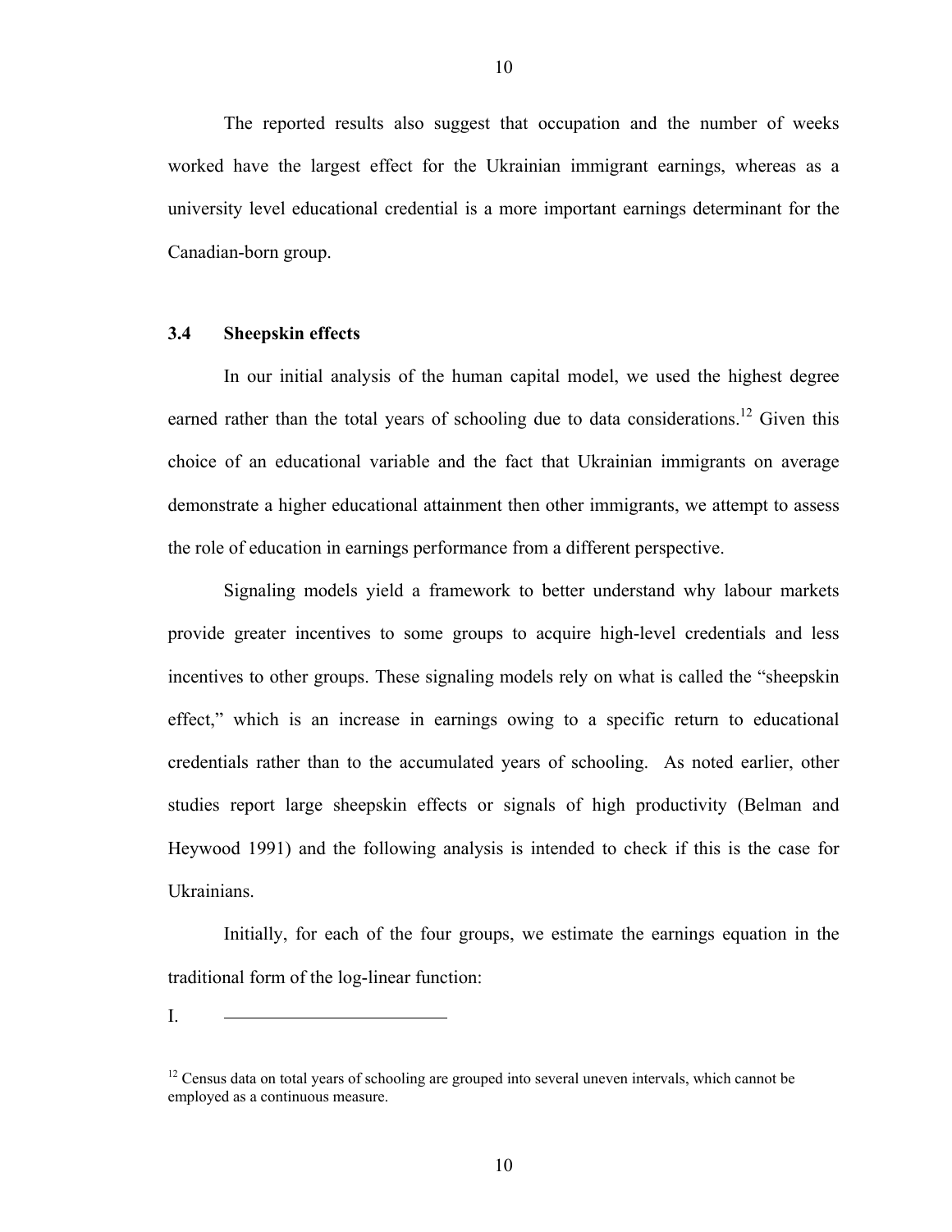The reported results also suggest that occupation and the number of weeks worked have the largest effect for the Ukrainian immigrant earnings, whereas as a university level educational credential is a more important earnings determinant for the Canadian-born group.

### 3.4 Sheepskin effects

In our initial analysis of the human capital model, we used the highest degree earned rather than the total years of schooling due to data considerations.[12] Given this choice of an educational variable and the fact that Ukrainian immigrants on average demonstrate a higher educational attainment then other immigrants, we attempt to assess the role of education in earnings performance from a different perspective.

Signaling models yield a framework to better understand why labour markets provide greater incentives to some groups to acquire high-level credentials and less incentives to other groups. These signaling models rely on what is called the "sheepskin effect," which is an increase in earnings owing to a specific return to educational credentials rather than to the accumulated years of schooling. As noted earlier, other studies report large sheepskin effects or signals of high productivity (Belman and Heywood 1991) and the following analysis is intended to check if this is the case for Ukrainians.

Initially, for each of the four groups, we estimate the earnings equation in the traditional form of the log-linear function:

I.

[12] Census data on total years of schooling are grouped into several uneven intervals, which cannot be employed as a continuous measure.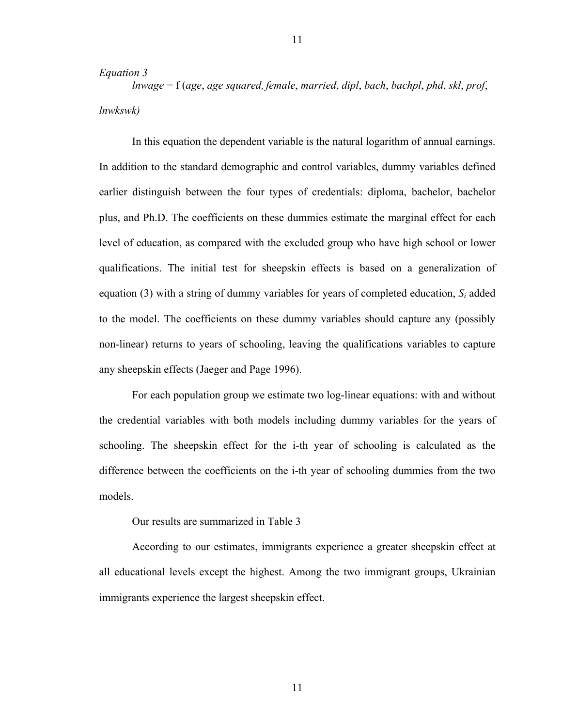*Equation 3*

*lnwage* = f (*age*, *age squared, female*, *married*, *dipl*, *bach*, *bachpl*, *phd*, *skl*, *prof*, *lnwkswk)*

In this equation the dependent variable is the natural logarithm of annual earnings. In addition to the standard demographic and control variables, dummy variables defined earlier distinguish between the four types of credentials: diploma, bachelor, bachelor plus, and Ph.D. The coefficients on these dummies estimate the marginal effect for each level of education, as compared with the excluded group who have high school or lower qualifications. The initial test for sheepskin effects is based on a generalization of equation (3) with a string of dummy variables for years of completed education, $S_i$ added to the model. The coefficients on these dummy variables should capture any (possibly non-linear) returns to years of schooling, leaving the qualifications variables to capture any sheepskin effects (Jaeger and Page 1996).

For each population group we estimate two log-linear equations: with and without the credential variables with both models including dummy variables for the years of schooling. The sheepskin effect for the i-th year of schooling is calculated as the difference between the coefficients on the i-th year of schooling dummies from the two models.

Our results are summarized in Table 3

According to our estimates, immigrants experience a greater sheepskin effect at all educational levels except the highest. Among the two immigrant groups, Ukrainian immigrants experience the largest sheepskin effect.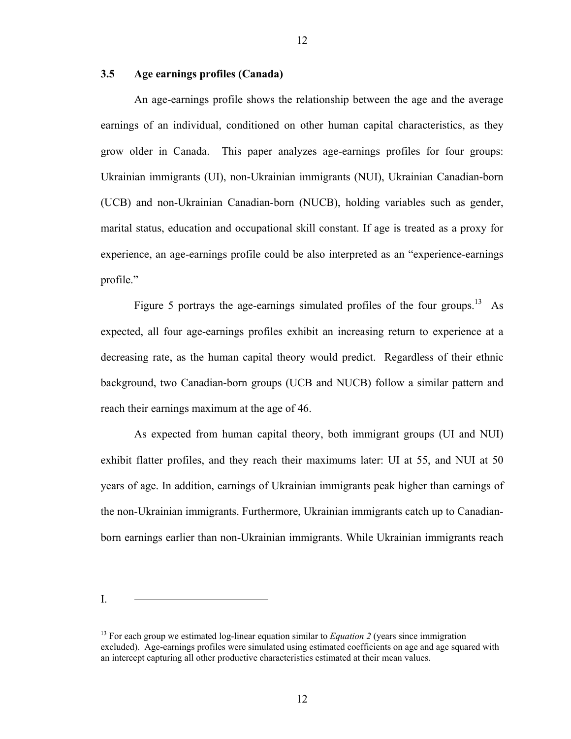### 3.5 Age earnings profiles (Canada)

An age-earnings profile shows the relationship between the age and the average earnings of an individual, conditioned on other human capital characteristics, as they grow older in Canada. This paper analyzes age-earnings profiles for four groups: Ukrainian immigrants (UI), non-Ukrainian immigrants (NUI), Ukrainian Canadian-born (UCB) and non-Ukrainian Canadian-born (NUCB), holding variables such as gender, marital status, education and occupational skill constant. If age is treated as a proxy for experience, an age-earnings profile could be also interpreted as an "experience-earnings profile."

Figure 5 portrays the age-earnings simulated profiles of the four groups.[13] As expected, all four age-earnings profiles exhibit an increasing return to experience at a decreasing rate, as the human capital theory would predict. Regardless of their ethnic background, two Canadian-born groups (UCB and NUCB) follow a similar pattern and reach their earnings maximum at the age of 46.

As expected from human capital theory, both immigrant groups (UI and NUI) exhibit flatter profiles, and they reach their maximums later: UI at 55, and NUI at 50 years of age. In addition, earnings of Ukrainian immigrants peak higher than earnings of the non-Ukrainian immigrants. Furthermore, Ukrainian immigrants catch up to Canadian-born earnings earlier than non-Ukrainian immigrants. While Ukrainian immigrants reach

I.

[13] For each group we estimated log-linear equation similar to *Equation 2* (years since immigration excluded). Age-earnings profiles were simulated using estimated coefficients on age and age squared with an intercept capturing all other productive characteristics estimated at their mean values.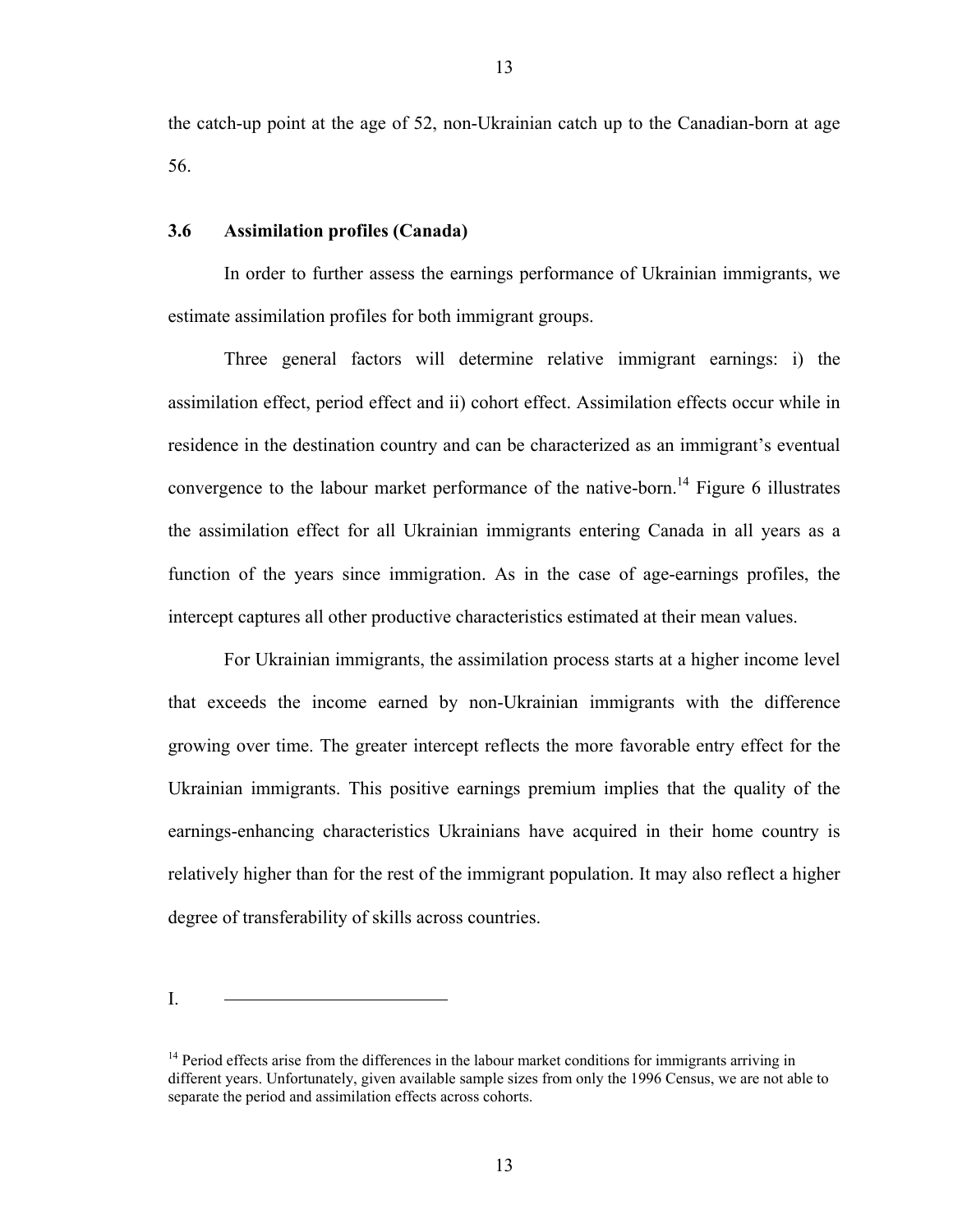the catch-up point at the age of 52, non-Ukrainian catch up to the Canadian-born at age 56.

### 3.6 Assimilation profiles (Canada)

In order to further assess the earnings performance of Ukrainian immigrants, we estimate assimilation profiles for both immigrant groups.

Three general factors will determine relative immigrant earnings: i) the assimilation effect, period effect and ii) cohort effect. Assimilation effects occur while in residence in the destination country and can be characterized as an immigrant's eventual convergence to the labour market performance of the native-born.[14] Figure 6 illustrates the assimilation effect for all Ukrainian immigrants entering Canada in all years as a function of the years since immigration. As in the case of age-earnings profiles, the intercept captures all other productive characteristics estimated at their mean values.

For Ukrainian immigrants, the assimilation process starts at a higher income level that exceeds the income earned by non-Ukrainian immigrants with the difference growing over time. The greater intercept reflects the more favorable entry effect for the Ukrainian immigrants. This positive earnings premium implies that the quality of the earnings-enhancing characteristics Ukrainians have acquired in their home country is relatively higher than for the rest of the immigrant population. It may also reflect a higher degree of transferability of skills across countries.

I.

---

[14] Period effects arise from the differences in the labour market conditions for immigrants arriving in different years. Unfortunately, given available sample sizes from only the 1996 Census, we are not able to separate the period and assimilation effects across cohorts.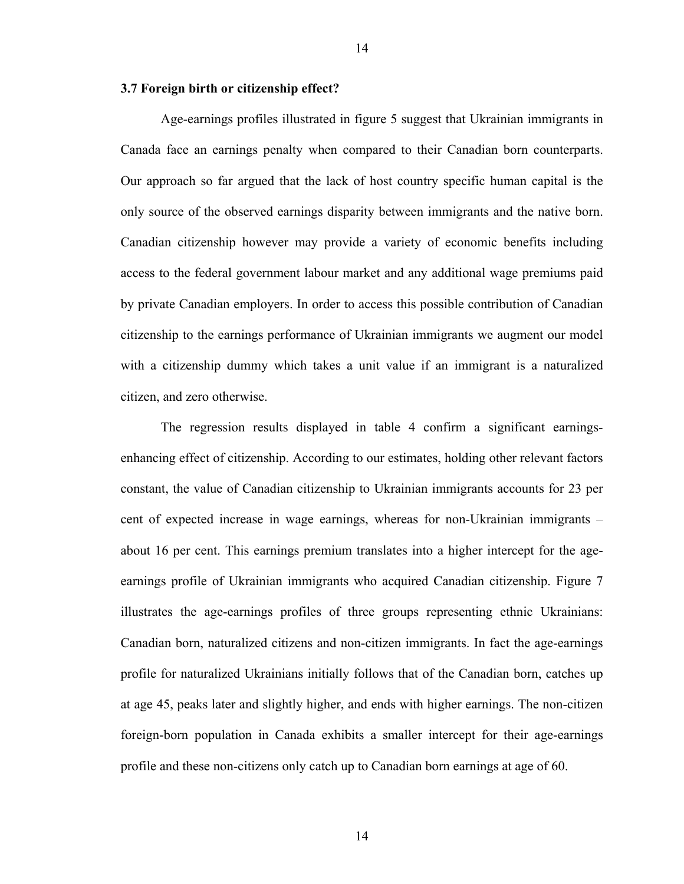### 3.7 Foreign birth or citizenship effect?

Age-earnings profiles illustrated in figure 5 suggest that Ukrainian immigrants in Canada face an earnings penalty when compared to their Canadian born counterparts. Our approach so far argued that the lack of host country specific human capital is the only source of the observed earnings disparity between immigrants and the native born. Canadian citizenship however may provide a variety of economic benefits including access to the federal government labour market and any additional wage premiums paid by private Canadian employers. In order to access this possible contribution of Canadian citizenship to the earnings performance of Ukrainian immigrants we augment our model with a citizenship dummy which takes a unit value if an immigrant is a naturalized citizen, and zero otherwise.

The regression results displayed in table 4 confirm a significant earnings-enhancing effect of citizenship. According to our estimates, holding other relevant factors constant, the value of Canadian citizenship to Ukrainian immigrants accounts for 23 per cent of expected increase in wage earnings, whereas for non-Ukrainian immigrants – about 16 per cent. This earnings premium translates into a higher intercept for the age-earnings profile of Ukrainian immigrants who acquired Canadian citizenship. Figure 7 illustrates the age-earnings profiles of three groups representing ethnic Ukrainians: Canadian born, naturalized citizens and non-citizen immigrants. In fact the age-earnings profile for naturalized Ukrainians initially follows that of the Canadian born, catches up at age 45, peaks later and slightly higher, and ends with higher earnings. The non-citizen foreign-born population in Canada exhibits a smaller intercept for their age-earnings profile and these non-citizens only catch up to Canadian born earnings at age of 60.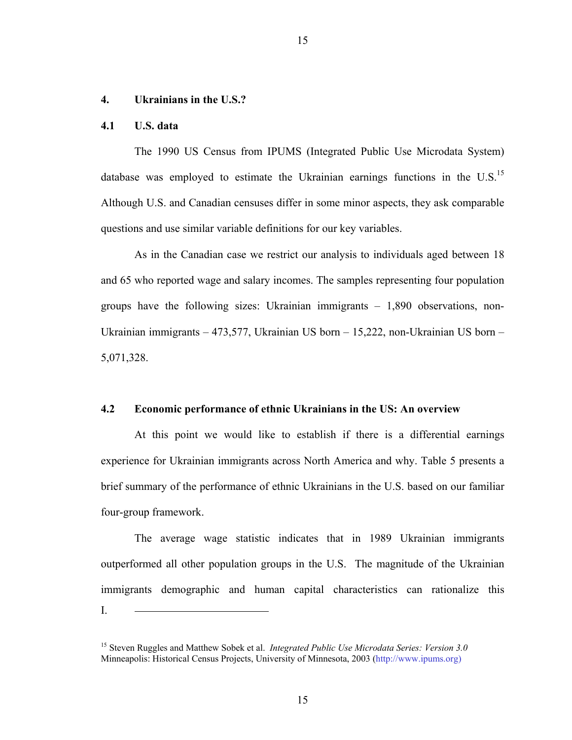## 4. Ukrainians in the U.S.?

### 4.1 U.S. data

The 1990 US Census from IPUMS (Integrated Public Use Microdata System) database was employed to estimate the Ukrainian earnings functions in the U.S.[15] Although U.S. and Canadian censuses differ in some minor aspects, they ask comparable questions and use similar variable definitions for our key variables.

As in the Canadian case we restrict our analysis to individuals aged between 18 and 65 who reported wage and salary incomes. The samples representing four population groups have the following sizes: Ukrainian immigrants – 1,890 observations, non-Ukrainian immigrants – 473,577, Ukrainian US born – 15,222, non-Ukrainian US born – 5,071,328.

### 4.2 Economic performance of ethnic Ukrainians in the US: An overview

At this point we would like to establish if there is a differential earnings experience for Ukrainian immigrants across North America and why. Table 5 presents a brief summary of the performance of ethnic Ukrainians in the U.S. based on our familiar four-group framework.

The average wage statistic indicates that in 1989 Ukrainian immigrants outperformed all other population groups in the U.S. The magnitude of the Ukrainian immigrants demographic and human capital characteristics can rationalize this

I.

[15] Steven Ruggles and Matthew Sobek et al. *Integrated Public Use Microdata Series: Version 3.0* Minneapolis: Historical Census Projects, University of Minnesota, 2003 (http://www.ipums.org)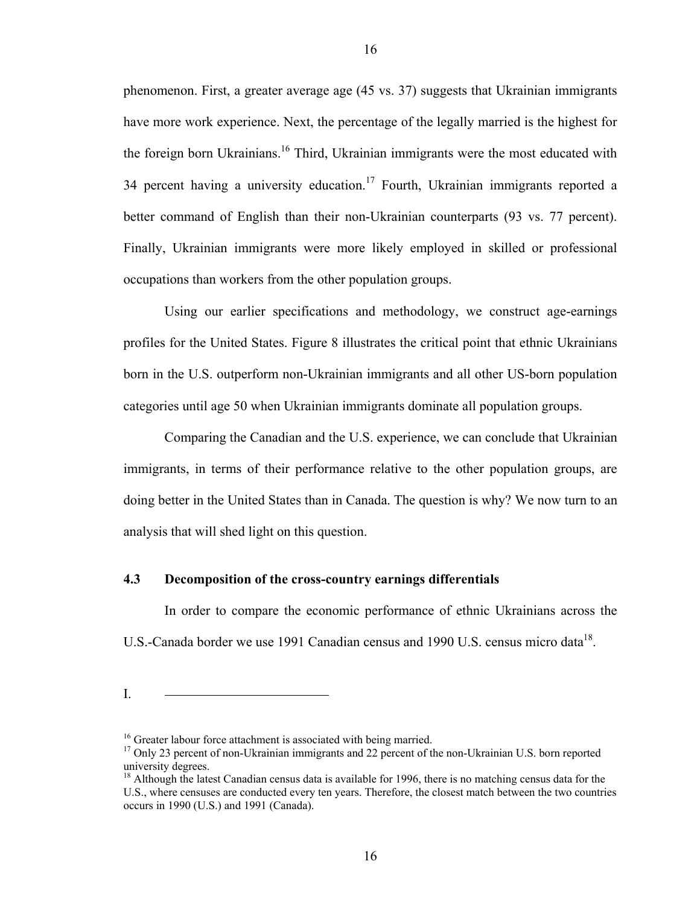phenomenon. First, a greater average age (45 vs. 37) suggests that Ukrainian immigrants have more work experience. Next, the percentage of the legally married is the highest for the foreign born Ukrainians.[16] Third, Ukrainian immigrants were the most educated with 34 percent having a university education.[17] Fourth, Ukrainian immigrants reported a better command of English than their non-Ukrainian counterparts (93 vs. 77 percent). Finally, Ukrainian immigrants were more likely employed in skilled or professional occupations than workers from the other population groups.

Using our earlier specifications and methodology, we construct age-earnings profiles for the United States. Figure 8 illustrates the critical point that ethnic Ukrainians born in the U.S. outperform non-Ukrainian immigrants and all other US-born population categories until age 50 when Ukrainian immigrants dominate all population groups.

Comparing the Canadian and the U.S. experience, we can conclude that Ukrainian immigrants, in terms of their performance relative to the other population groups, are doing better in the United States than in Canada. The question is why? We now turn to an analysis that will shed light on this question.

### 4.3 Decomposition of the cross-country earnings differentials

In order to compare the economic performance of ethnic Ukrainians across the U.S.-Canada border we use 1991 Canadian census and 1990 U.S. census micro data[18].

I.

---

[16] Greater labour force attachment is associated with being married.

[17] Only 23 percent of non-Ukrainian immigrants and 22 percent of the non-Ukrainian U.S. born reported university degrees.

[18] Although the latest Canadian census data is available for 1996, there is no matching census data for the U.S., where censuses are conducted every ten years. Therefore, the closest match between the two countries occurs in 1990 (U.S.) and 1991 (Canada).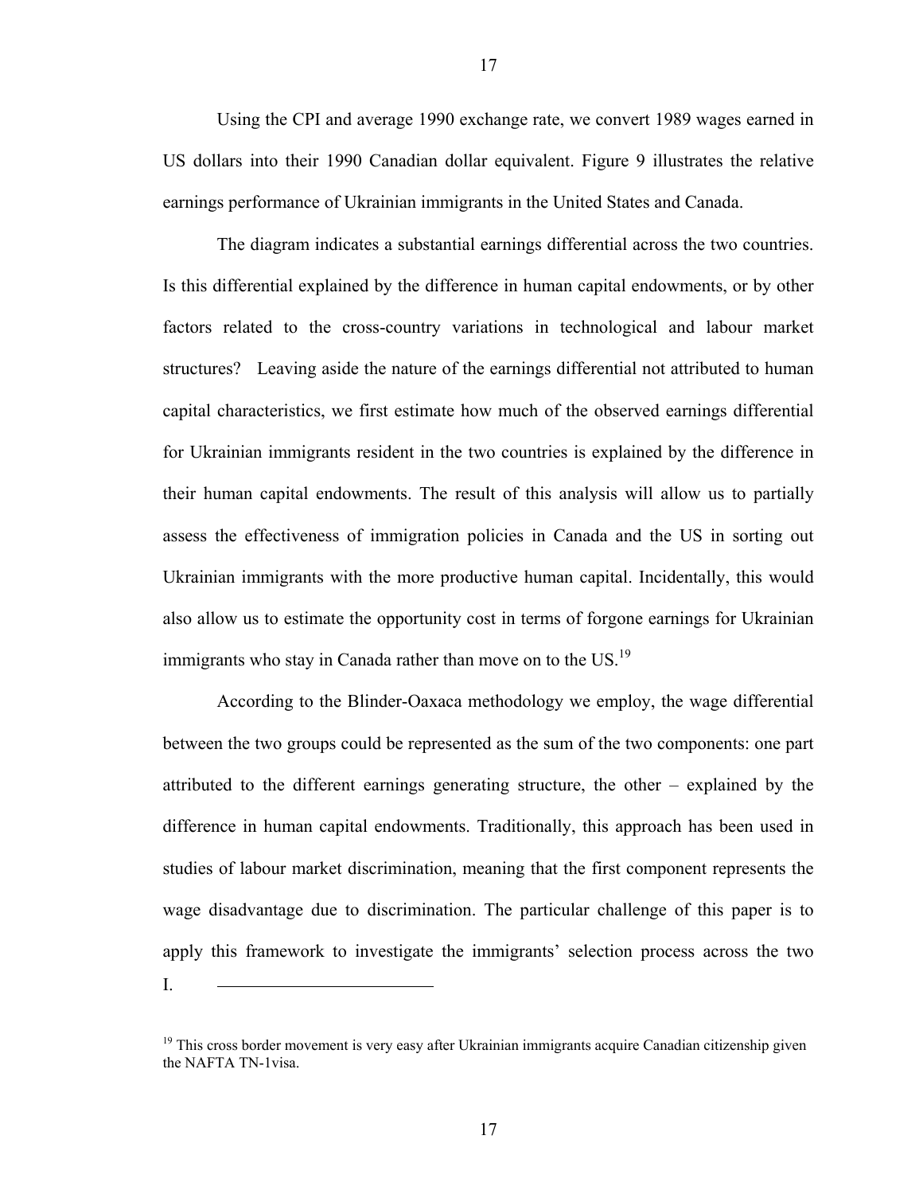Using the CPI and average 1990 exchange rate, we convert 1989 wages earned in US dollars into their 1990 Canadian dollar equivalent. Figure 9 illustrates the relative earnings performance of Ukrainian immigrants in the United States and Canada.

The diagram indicates a substantial earnings differential across the two countries. Is this differential explained by the difference in human capital endowments, or by other factors related to the cross-country variations in technological and labour market structures? Leaving aside the nature of the earnings differential not attributed to human capital characteristics, we first estimate how much of the observed earnings differential for Ukrainian immigrants resident in the two countries is explained by the difference in their human capital endowments. The result of this analysis will allow us to partially assess the effectiveness of immigration policies in Canada and the US in sorting out Ukrainian immigrants with the more productive human capital. Incidentally, this would also allow us to estimate the opportunity cost in terms of forgone earnings for Ukrainian immigrants who stay in Canada rather than move on to the US.[19]

According to the Blinder-Oaxaca methodology we employ, the wage differential between the two groups could be represented as the sum of the two components: one part attributed to the different earnings generating structure, the other – explained by the difference in human capital endowments. Traditionally, this approach has been used in studies of labour market discrimination, meaning that the first component represents the wage disadvantage due to discrimination. The particular challenge of this paper is to apply this framework to investigate the immigrants' selection process across the two

I.

[19] This cross border movement is very easy after Ukrainian immigrants acquire Canadian citizenship given the NAFTA TN-1visa.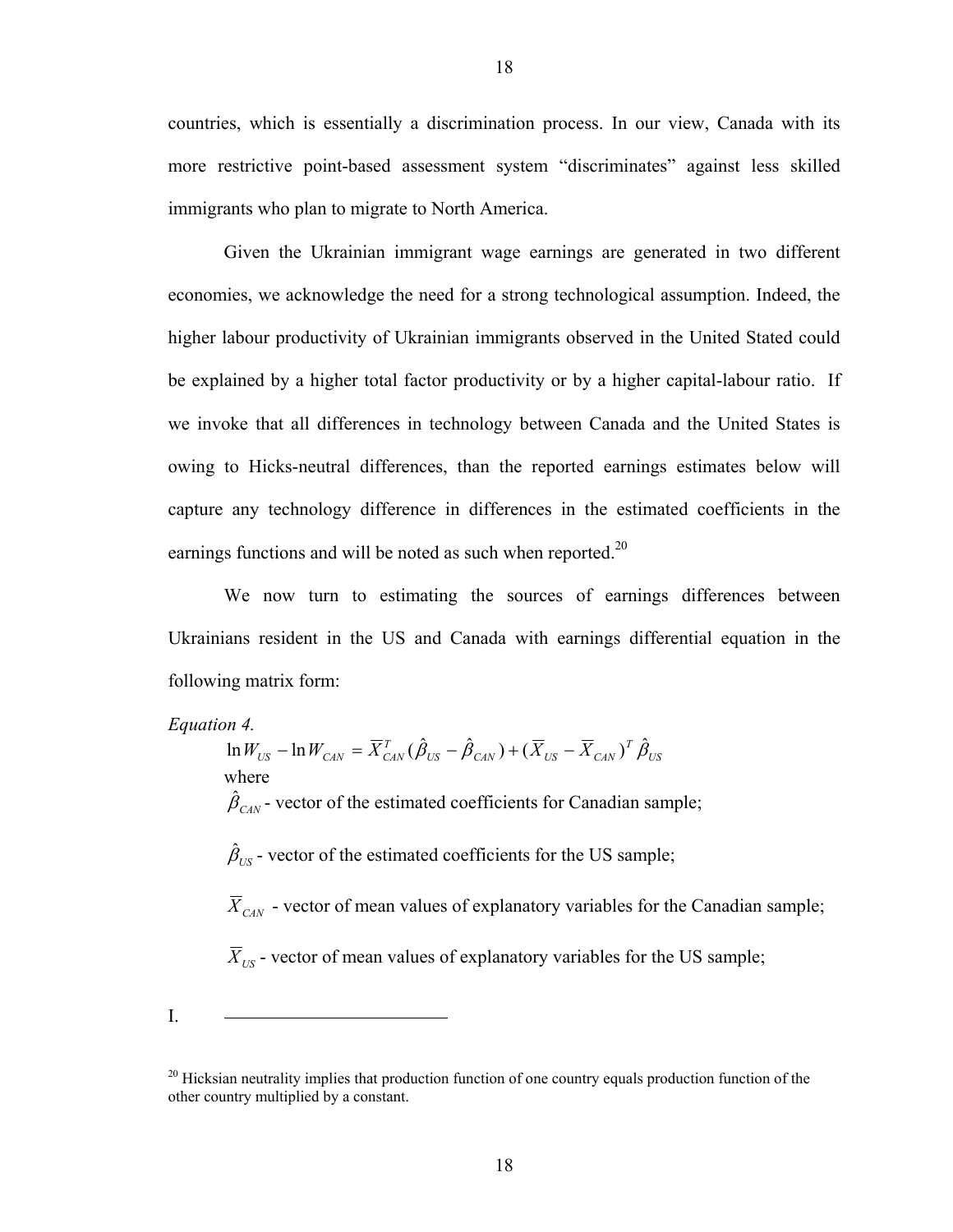countries, which is essentially a discrimination process. In our view, Canada with its more restrictive point-based assessment system "discriminates" against less skilled immigrants who plan to migrate to North America.

Given the Ukrainian immigrant wage earnings are generated in two different economies, we acknowledge the need for a strong technological assumption. Indeed, the higher labour productivity of Ukrainian immigrants observed in the United Stated could be explained by a higher total factor productivity or by a higher capital-labour ratio. If we invoke that all differences in technology between Canada and the United States is owing to Hicks-neutral differences, than the reported earnings estimates below will capture any technology difference in differences in the estimated coefficients in the earnings functions and will be noted as such when reported.[20]

We now turn to estimating the sources of earnings differences between Ukrainians resident in the US and Canada with earnings differential equation in the following matrix form:

*Equation 4.*

$$\ln W_{US} - \ln W_{CAN} = \overline{X}_{CAN}^{T}(\hat{\beta}_{US} - \hat{\beta}_{CAN}) + (\overline{X}_{US} - \overline{X}_{CAN})^{T}\hat{\beta}_{US}$$

where

$\hat{\beta}_{CAN}$ - vector of the estimated coefficients for Canadian sample;

$\hat{\beta}_{US}$ - vector of the estimated coefficients for the US sample;

$\overline{X}_{CAN}$ - vector of mean values of explanatory variables for the Canadian sample;

$\overline{X}_{US}$ - vector of mean values of explanatory variables for the US sample;

I.

[20] Hicksian neutrality implies that production function of one country equals production function of the other country multiplied by a constant.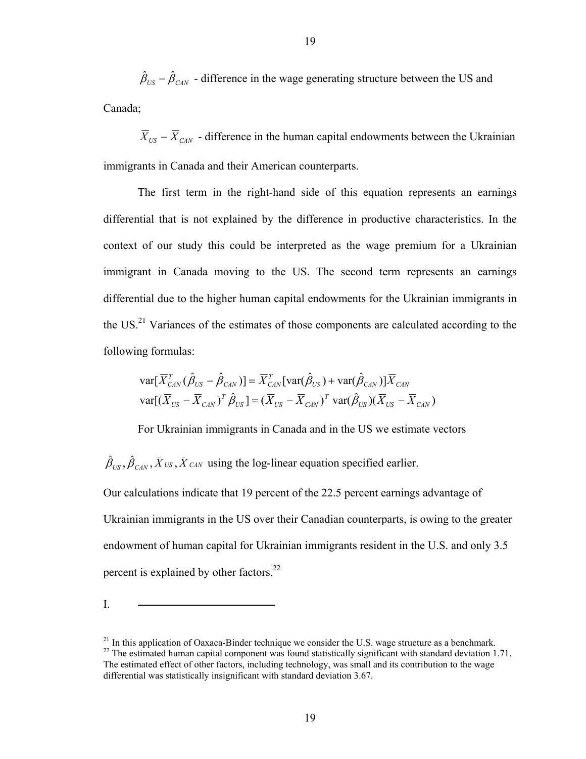$\hat{\beta}_{US} - \hat{\beta}_{CAN}$ - difference in the wage generating structure between the US and Canada;

$\overline{X}_{US} - \overline{X}_{CAN}$ - difference in the human capital endowments between the Ukrainian immigrants in Canada and their American counterparts.

The first term in the right-hand side of this equation represents an earnings differential that is not explained by the difference in productive characteristics. In the context of our study this could be interpreted as the wage premium for a Ukrainian immigrant in Canada moving to the US. The second term represents an earnings differential due to the higher human capital endowments for the Ukrainian immigrants in the US.[21] Variances of the estimates of those components are calculated according to the following formulas:

$$\text{var}[\overline{X}_{CAN}^T(\hat{\beta}_{US} - \hat{\beta}_{CAN})] = \overline{X}_{CAN}^T[\text{var}(\hat{\beta}_{US}) + \text{var}(\hat{\beta}_{CAN})]\overline{X}_{CAN}$$
$$\text{var}[(\overline{X}_{US} - \overline{X}_{CAN})^T \hat{\beta}_{US}] = (\overline{X}_{US} - \overline{X}_{CAN})^T \text{ var}(\hat{\beta}_{US})(\overline{X}_{US} - \overline{X}_{CAN})$$

For Ukrainian immigrants in Canada and in the US we estimate vectors $\hat{\beta}_{US}, \hat{\beta}_{CAN}, \bar{X}_{US}, \bar{X}_{CAN}$ using the log-linear equation specified earlier.

Our calculations indicate that 19 percent of the 22.5 percent earnings advantage of Ukrainian immigrants in the US over their Canadian counterparts, is owing to the greater endowment of human capital for Ukrainian immigrants resident in the U.S. and only 3.5 percent is explained by other factors.[22]

I.

---

[21] In this application of Oaxaca-Binder technique we consider the U.S. wage structure as a benchmark.

[22] The estimated human capital component was found statistically significant with standard deviation 1.71. The estimated effect of other factors, including technology, was small and its contribution to the wage differential was statistically insignificant with standard deviation 3.67.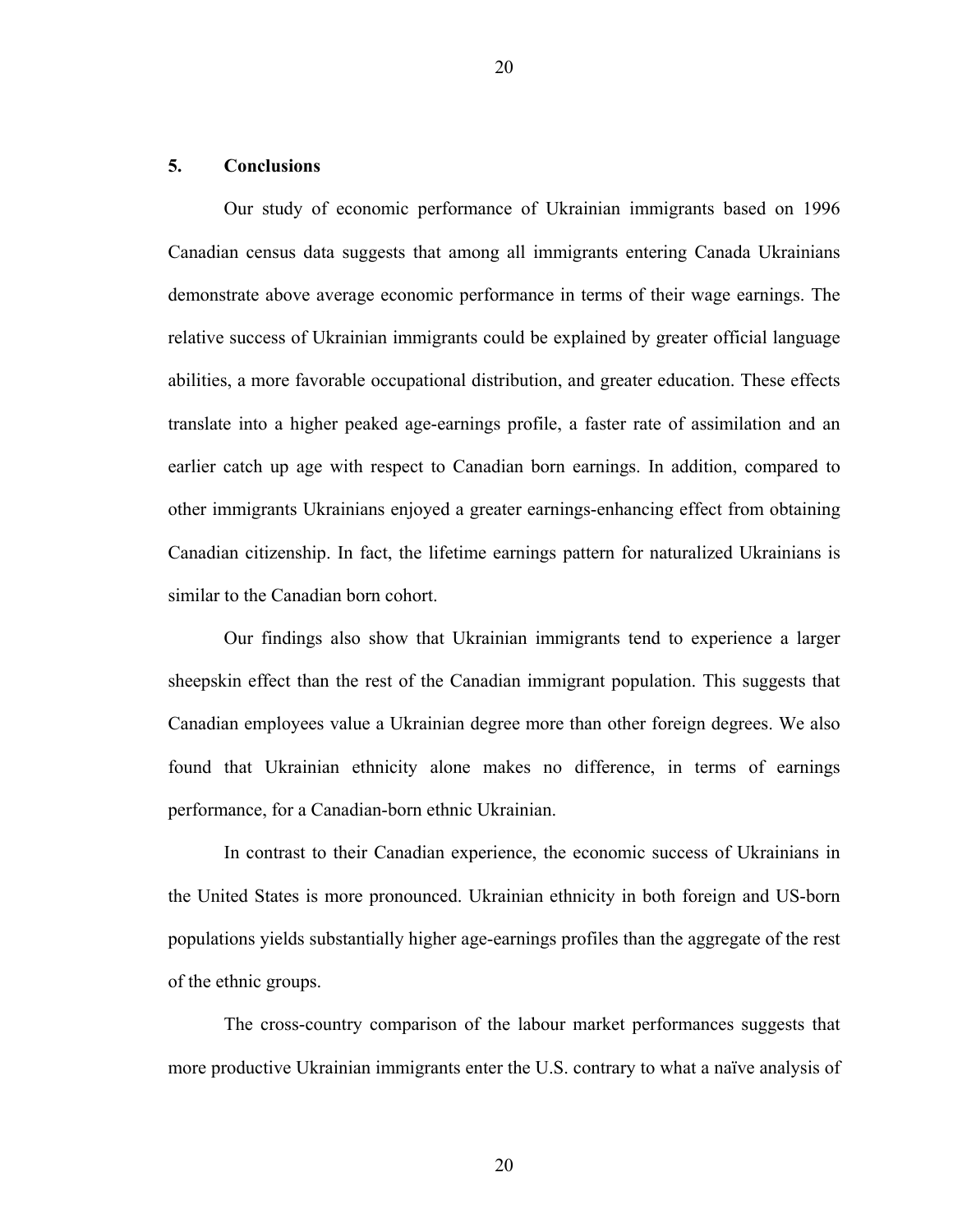## 5. Conclusions

Our study of economic performance of Ukrainian immigrants based on 1996 Canadian census data suggests that among all immigrants entering Canada Ukrainians demonstrate above average economic performance in terms of their wage earnings. The relative success of Ukrainian immigrants could be explained by greater official language abilities, a more favorable occupational distribution, and greater education. These effects translate into a higher peaked age-earnings profile, a faster rate of assimilation and an earlier catch up age with respect to Canadian born earnings. In addition, compared to other immigrants Ukrainians enjoyed a greater earnings-enhancing effect from obtaining Canadian citizenship. In fact, the lifetime earnings pattern for naturalized Ukrainians is similar to the Canadian born cohort.

Our findings also show that Ukrainian immigrants tend to experience a larger sheepskin effect than the rest of the Canadian immigrant population. This suggests that Canadian employees value a Ukrainian degree more than other foreign degrees. We also found that Ukrainian ethnicity alone makes no difference, in terms of earnings performance, for a Canadian-born ethnic Ukrainian.

In contrast to their Canadian experience, the economic success of Ukrainians in the United States is more pronounced. Ukrainian ethnicity in both foreign and US-born populations yields substantially higher age-earnings profiles than the aggregate of the rest of the ethnic groups.

The cross-country comparison of the labour market performances suggests that more productive Ukrainian immigrants enter the U.S. contrary to what a naïve analysis of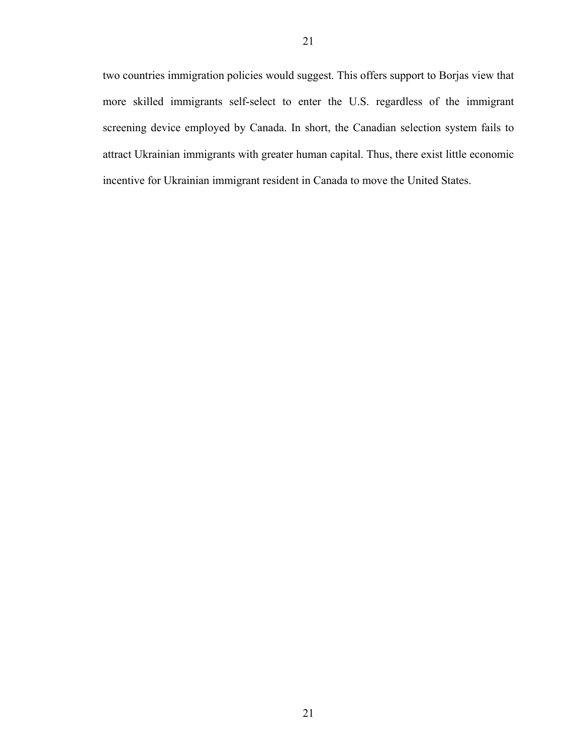two countries immigration policies would suggest. This offers support to Borjas view that more skilled immigrants self-select to enter the U.S. regardless of the immigrant screening device employed by Canada. In short, the Canadian selection system fails to attract Ukrainian immigrants with greater human capital. Thus, there exist little economic incentive for Ukrainian immigrant resident in Canada to move the United States.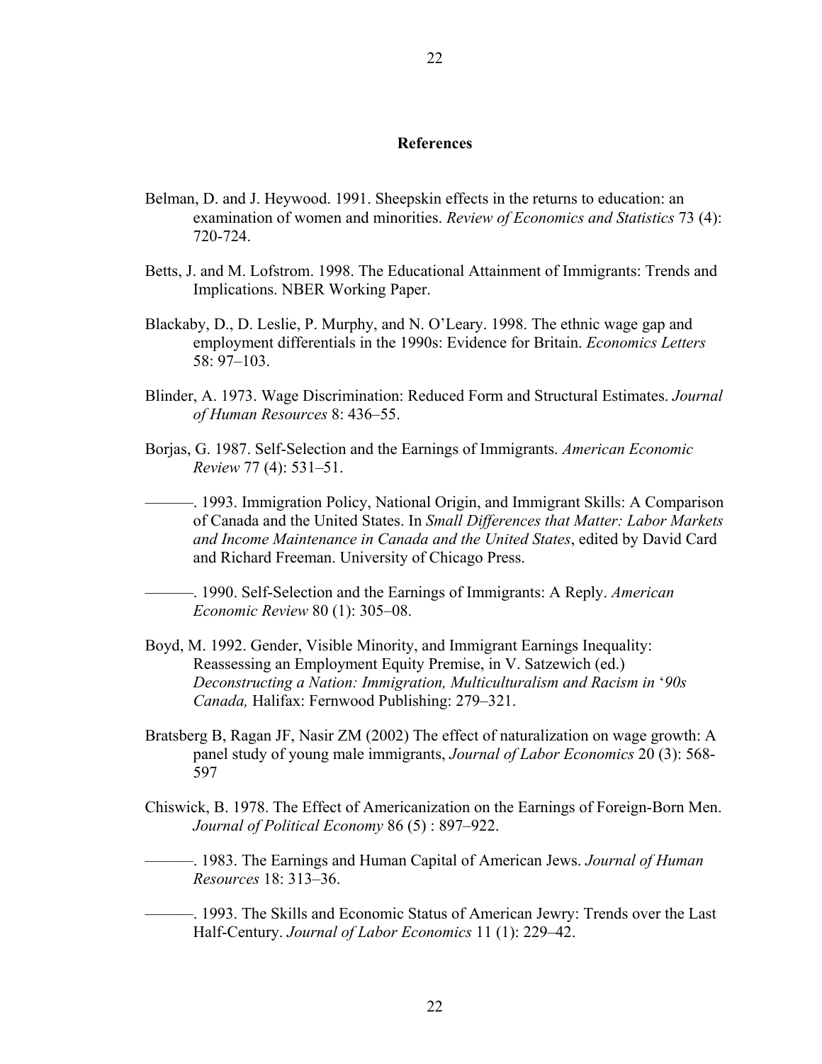## References

Belman, D. and J. Heywood. 1991. Sheepskin effects in the returns to education: an examination of women and minorities. *Review of Economics and Statistics* 73 (4): 720-724.

Betts, J. and M. Lofstrom. 1998. The Educational Attainment of Immigrants: Trends and Implications. NBER Working Paper.

Blackaby, D., D. Leslie, P. Murphy, and N. O'Leary. 1998. The ethnic wage gap and employment differentials in the 1990s: Evidence for Britain. *Economics Letters* 58: 97–103.

Blinder, A. 1973. Wage Discrimination: Reduced Form and Structural Estimates. *Journal of Human Resources* 8: 436–55.

Borjas, G. 1987. Self-Selection and the Earnings of Immigrants. *American Economic Review* 77 (4): 531–51.

———. 1993. Immigration Policy, National Origin, and Immigrant Skills: A Comparison of Canada and the United States. In *Small Differences that Matter: Labor Markets and Income Maintenance in Canada and the United States*, edited by David Card and Richard Freeman. University of Chicago Press.

———. 1990. Self-Selection and the Earnings of Immigrants: A Reply. *American Economic Review* 80 (1): 305–08.

Boyd, M. 1992. Gender, Visible Minority, and Immigrant Earnings Inequality: Reassessing an Employment Equity Premise, in V. Satzewich (ed.) *Deconstructing a Nation: Immigration, Multiculturalism and Racism in* '*90s Canada,* Halifax: Fernwood Publishing: 279–321.

Bratsberg B, Ragan JF, Nasir ZM (2002) The effect of naturalization on wage growth: A panel study of young male immigrants, *Journal of Labor Economics* 20 (3): 568-597

Chiswick, B. 1978. The Effect of Americanization on the Earnings of Foreign-Born Men. *Journal of Political Economy* 86 (5) : 897–922.

———. 1983. The Earnings and Human Capital of American Jews. *Journal of Human Resources* 18: 313–36.

———. 1993. The Skills and Economic Status of American Jewry: Trends over the Last Half-Century. *Journal of Labor Economics* 11 (1): 229–42.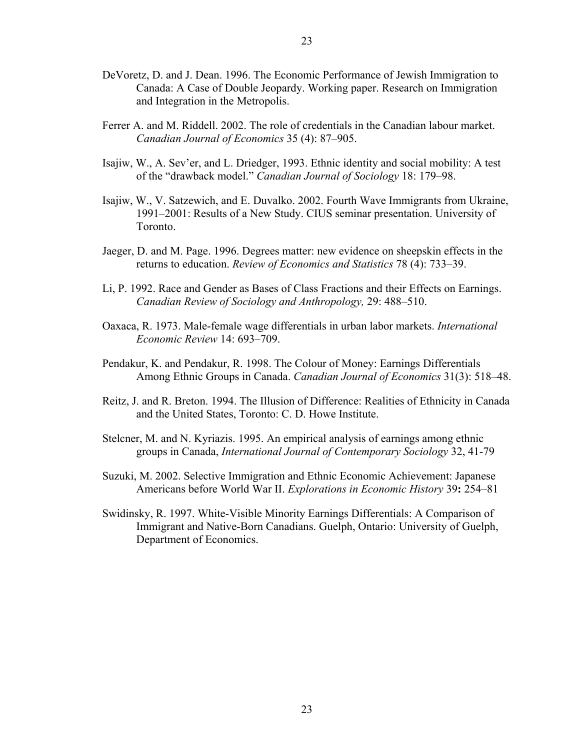DeVoretz, D. and J. Dean. 1996. The Economic Performance of Jewish Immigration to Canada: A Case of Double Jeopardy. Working paper. Research on Immigration and Integration in the Metropolis.

Ferrer A. and M. Riddell. 2002. The role of credentials in the Canadian labour market. *Canadian Journal of Economics* 35 (4): 87–905.

Isajiw, W., A. Sev'er, and L. Driedger, 1993. Ethnic identity and social mobility: A test of the "drawback model." *Canadian Journal of Sociology* 18: 179–98.

Isajiw, W., V. Satzewich, and E. Duvalko. 2002. Fourth Wave Immigrants from Ukraine, 1991–2001: Results of a New Study. CIUS seminar presentation. University of Toronto.

Jaeger, D. and M. Page. 1996. Degrees matter: new evidence on sheepskin effects in the returns to education. *Review of Economics and Statistics* 78 (4): 733–39.

Li, P. 1992. Race and Gender as Bases of Class Fractions and their Effects on Earnings. *Canadian Review of Sociology and Anthropology,* 29: 488–510.

Oaxaca, R. 1973. Male-female wage differentials in urban labor markets. *International Economic Review* 14: 693–709.

Pendakur, K. and Pendakur, R. 1998. The Colour of Money: Earnings Differentials Among Ethnic Groups in Canada. *Canadian Journal of Economics* 31(3): 518–48.

Reitz, J. and R. Breton. 1994. The Illusion of Difference: Realities of Ethnicity in Canada and the United States, Toronto: C. D. Howe Institute.

Stelcner, M. and N. Kyriazis. 1995. An empirical analysis of earnings among ethnic groups in Canada, *International Journal of Contemporary Sociology* 32, 41-79

Suzuki, M. 2002. Selective Immigration and Ethnic Economic Achievement: Japanese Americans before World War II. *Explorations in Economic History* 39**:** 254–81

Swidinsky, R. 1997. White-Visible Minority Earnings Differentials: A Comparison of Immigrant and Native-Born Canadians. Guelph, Ontario: University of Guelph, Department of Economics.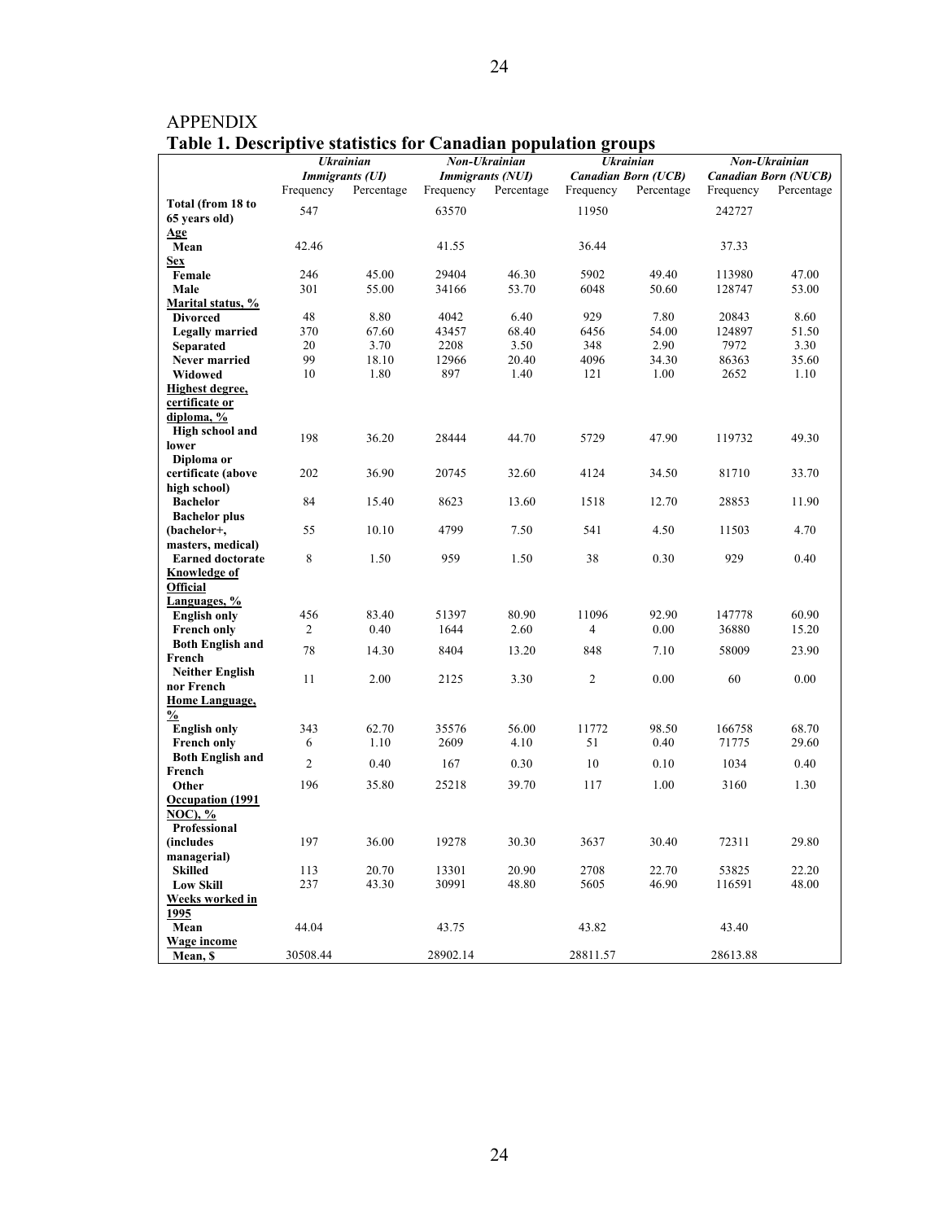# APPENDIX

## Table 1. Descriptive statistics for Canadian population groups

| | *Ukrainian Immigrants (UI)* | | *Non-Ukrainian Immigrants (NUI)* | | *Ukrainian Canadian Born (UCB)* | | *Non-Ukrainian Canadian Born (NUCB)* | |
|---|---|---|---|---|---|---|---|---|
| | Frequency | Percentage | Frequency | Percentage | Frequency | Percentage | Frequency | Percentage |
| **Total (from 18 to 65 years old)** | 547 | | 63570 | | 11950 | | 242727 | |
| **Age** | | | | | | | | |
| **Mean** | 42.46 | | 41.55 | | 36.44 | | 37.33 | |
| **Sex** | | | | | | | | |
| **Female** | 246 | 45.00 | 29404 | 46.30 | 5902 | 49.40 | 113980 | 47.00 |
| **Male** | 301 | 55.00 | 34166 | 53.70 | 6048 | 50.60 | 128747 | 53.00 |
| **Marital status, %** | | | | | | | | |
| **Divorced** | 48 | 8.80 | 4042 | 6.40 | 929 | 7.80 | 20843 | 8.60 |
| **Legally married** | 370 | 67.60 | 43457 | 68.40 | 6456 | 54.00 | 124897 | 51.50 |
| **Separated** | 20 | 3.70 | 2208 | 3.50 | 348 | 2.90 | 7972 | 3.30 |
| **Never married** | 99 | 18.10 | 12966 | 20.40 | 4096 | 34.30 | 86363 | 35.60 |
| **Widowed** | 10 | 1.80 | 897 | 1.40 | 121 | 1.00 | 2652 | 1.10 |
| **Highest degree, certificate or diploma, %** | | | | | | | | |
| **High school and lower** | 198 | 36.20 | 28444 | 44.70 | 5729 | 47.90 | 119732 | 49.30 |
| **Diploma or certificate (above high school)** | 202 | 36.90 | 20745 | 32.60 | 4124 | 34.50 | 81710 | 33.70 |
| **Bachelor** | 84 | 15.40 | 8623 | 13.60 | 1518 | 12.70 | 28853 | 11.90 |
| **Bachelor plus (bachelor+, masters, medical)** | 55 | 10.10 | 4799 | 7.50 | 541 | 4.50 | 11503 | 4.70 |
| **Earned doctorate** | 8 | 1.50 | 959 | 1.50 | 38 | 0.30 | 929 | 0.40 |
| **Knowledge of Official Languages, %** | | | | | | | | |
| **English only** | 456 | 83.40 | 51397 | 80.90 | 11096 | 92.90 | 147778 | 60.90 |
| **French only** | 2 | 0.40 | 1644 | 2.60 | 4 | 0.00 | 36880 | 15.20 |
| **Both English and French** | 78 | 14.30 | 8404 | 13.20 | 848 | 7.10 | 58009 | 23.90 |
| **Neither English nor French** | 11 | 2.00 | 2125 | 3.30 | 2 | 0.00 | 60 | 0.00 |
| **Home Language, %** | | | | | | | | |
| **English only** | 343 | 62.70 | 35576 | 56.00 | 11772 | 98.50 | 166758 | 68.70 |
| **French only** | 6 | 1.10 | 2609 | 4.10 | 51 | 0.40 | 71775 | 29.60 |
| **Both English and French** | 2 | 0.40 | 167 | 0.30 | 10 | 0.10 | 1034 | 0.40 |
| **Other** | 196 | 35.80 | 25218 | 39.70 | 117 | 1.00 | 3160 | 1.30 |
| **Occupation (1991 NOC), %** | | | | | | | | |
| **Professional (includes managerial)** | 197 | 36.00 | 19278 | 30.30 | 3637 | 30.40 | 72311 | 29.80 |
| **Skilled** | 113 | 20.70 | 13301 | 20.90 | 2708 | 22.70 | 53825 | 22.20 |
| **Low Skill** | 237 | 43.30 | 30991 | 48.80 | 5605 | 46.90 | 116591 | 48.00 |
| **Weeks worked in 1995** | | | | | | | | |
| **Mean** | 44.04 | | 43.75 | | 43.82 | | 43.40 | |
| **Wage income** | | | | | | | | |
| **Mean, $** | 30508.44 | | 28902.14 | | 28811.57 | | 28613.88 | |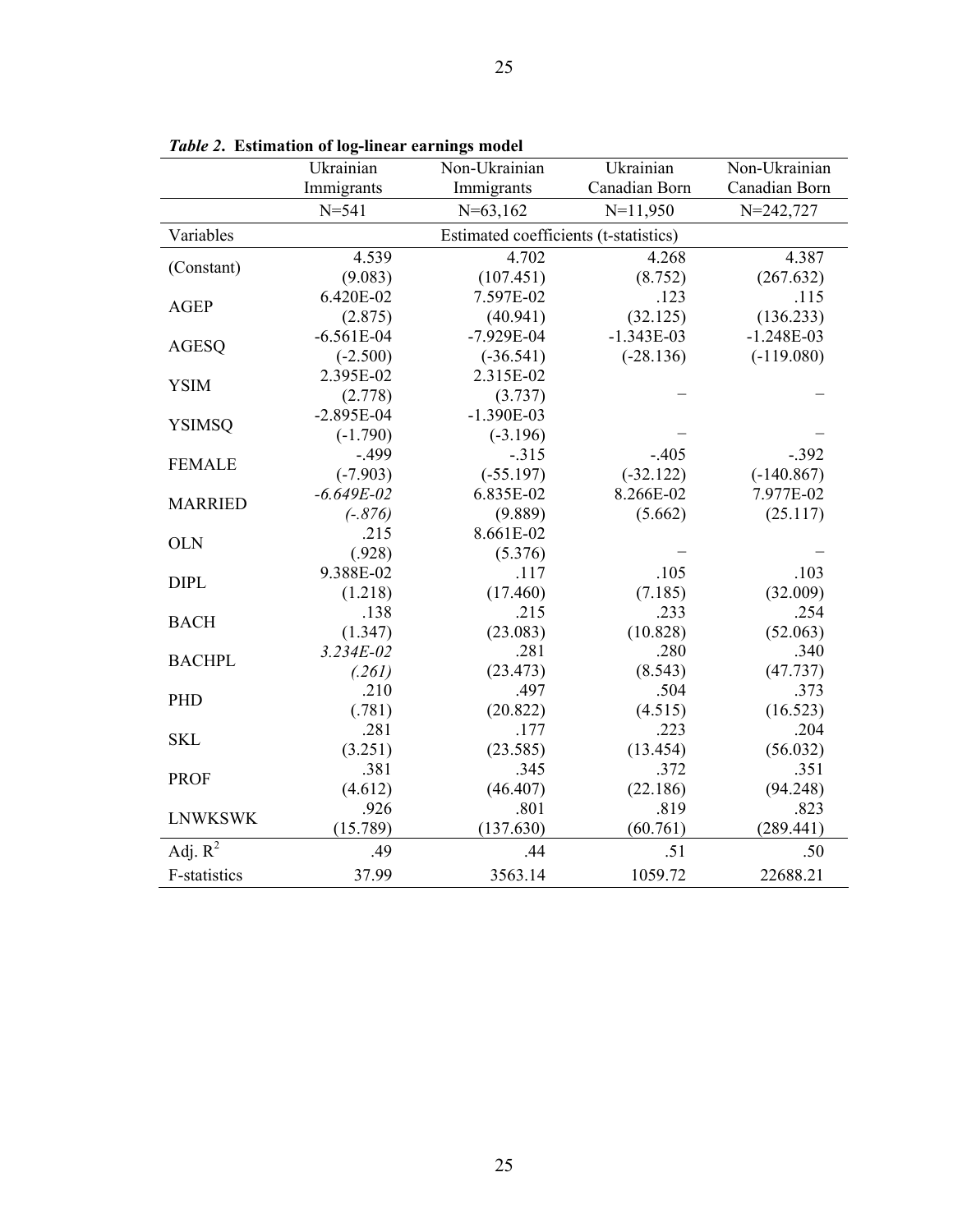*Table 2*. **Estimation of log-linear earnings model**

| | Ukrainian Immigrants | Non-Ukrainian Immigrants | Ukrainian Canadian Born | Non-Ukrainian Canadian Born |
|---|---|---|---|---|
| | N=541 | N=63,162 | N=11,950 | N=242,727 |
| Variables | Estimated coefficients (t-statistics) | | | |
| (Constant) | 4.539 | 4.702 | 4.268 | 4.387 |
| | (9.083) | (107.451) | (8.752) | (267.632) |
| AGEP | 6.420E-02 | 7.597E-02 | .123 | .115 |
| | (2.875) | (40.941) | (32.125) | (136.233) |
| AGESQ | -6.561E-04 | -7.929E-04 | -1.343E-03 | -1.248E-03 |
| | (-2.500) | (-36.541) | (-28.136) | (-119.080) |
| YSIM | 2.395E-02 | 2.315E-02 | | |
| | (2.778) | (3.737) | – | – |
| YSIMSQ | -2.895E-04 | -1.390E-03 | | |
| | (-1.790) | (-3.196) | – | – |
| FEMALE | -.499 | -.315 | -.405 | -.392 |
| | (-7.903) | (-55.197) | (-32.122) | (-140.867) |
| MARRIED | *-6.649E-02* | 6.835E-02 | 8.266E-02 | 7.977E-02 |
| | *(-.876)* | (9.889) | (5.662) | (25.117) |
| OLN | .215 | 8.661E-02 | | |
| | (.928) | (5.376) | – | – |
| DIPL | 9.388E-02 | .117 | .105 | .103 |
| | (1.218) | (17.460) | (7.185) | (32.009) |
| BACH | .138 | .215 | .233 | .254 |
| | (1.347) | (23.083) | (10.828) | (52.063) |
| BACHPL | *3.234E-02* | .281 | .280 | .340 |
| | *(.261)* | (23.473) | (8.543) | (47.737) |
| PHD | .210 | .497 | .504 | .373 |
| | (.781) | (20.822) | (4.515) | (16.523) |
| SKL | .281 | .177 | .223 | .204 |
| | (3.251) | (23.585) | (13.454) | (56.032) |
| PROF | .381 | .345 | .372 | .351 |
| | (4.612) | (46.407) | (22.186) | (94.248) |
| LNWKSWK | .926 | .801 | .819 | .823 |
| | (15.789) | (137.630) | (60.761) | (289.441) |
| Adj. $R^2$ | .49 | .44 | .51 | .50 |
| F-statistics | 37.99 | 3563.14 | 1059.72 | 22688.21 |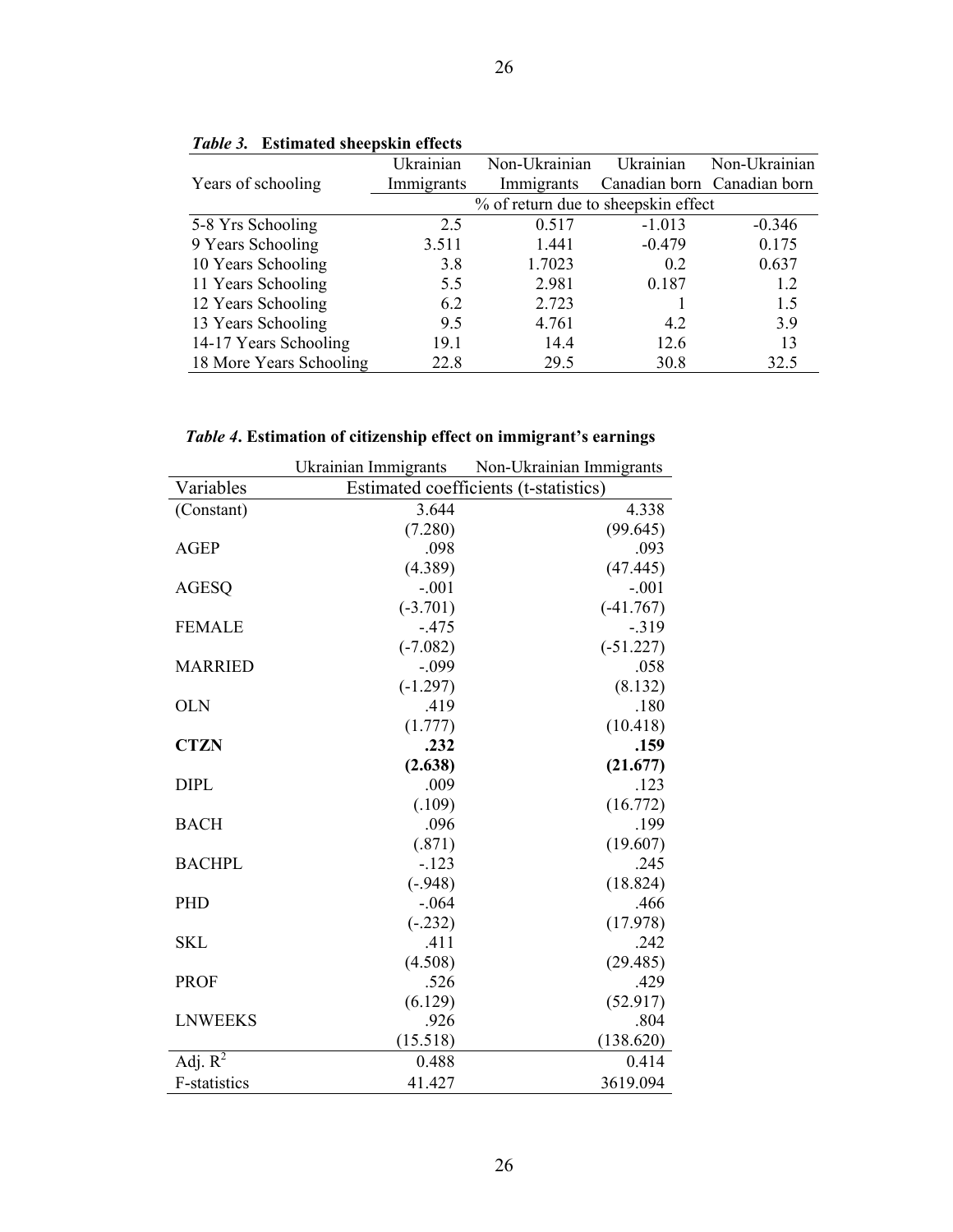*Table 3.* **Estimated sheepskin effects**

| Years of schooling | Ukrainian Immigrants | Non-Ukrainian Immigrants | Ukrainian Canadian born | Non-Ukrainian Canadian born |
|---|---|---|---|---|
| | % of return due to sheepskin effect | | | |
| 5-8 Yrs Schooling | 2.5 | 0.517 | -1.013 | -0.346 |
| 9 Years Schooling | 3.511 | 1.441 | -0.479 | 0.175 |
| 10 Years Schooling | 3.8 | 1.7023 | 0.2 | 0.637 |
| 11 Years Schooling | 5.5 | 2.981 | 0.187 | 1.2 |
| 12 Years Schooling | 6.2 | 2.723 | 1 | 1.5 |
| 13 Years Schooling | 9.5 | 4.761 | 4.2 | 3.9 |
| 14-17 Years Schooling | 19.1 | 14.4 | 12.6 | 13 |
| 18 More Years Schooling | 22.8 | 29.5 | 30.8 | 32.5 |

*Table 4*. **Estimation of citizenship effect on immigrant's earnings**

| | Ukrainian Immigrants | Non-Ukrainian Immigrants |
|---|---|---|
| Variables | Estimated coefficients (t-statistics) | |
| (Constant) | 3.644 | 4.338 |
| | (7.280) | (99.645) |
| AGEP | .098 | .093 |
| | (4.389) | (47.445) |
| AGESQ | -.001 | -.001 |
| | (-3.701) | (-41.767) |
| FEMALE | -.475 | -.319 |
| | (-7.082) | (-51.227) |
| MARRIED | -.099 | .058 |
| | (-1.297) | (8.132) |
| OLN | .419 | .180 |
| | (1.777) | (10.418) |
| **CTZN** | **.232** | **.159** |
| | **(2.638)** | **(21.677)** |
| DIPL | .009 | .123 |
| | (.109) | (16.772) |
| BACH | .096 | .199 |
| | (.871) | (19.607) |
| BACHPL | -.123 | .245 |
| | (-.948) | (18.824) |
| PHD | -.064 | .466 |
| | (-.232) | (17.978) |
| SKL | .411 | .242 |
| | (4.508) | (29.485) |
| PROF | .526 | .429 |
| | (6.129) | (52.917) |
| LNWEEKS | .926 | .804 |
| | (15.518) | (138.620) |
| Adj. $R^2$ | 0.488 | 0.414 |
| F-statistics | 41.427 | 3619.094 |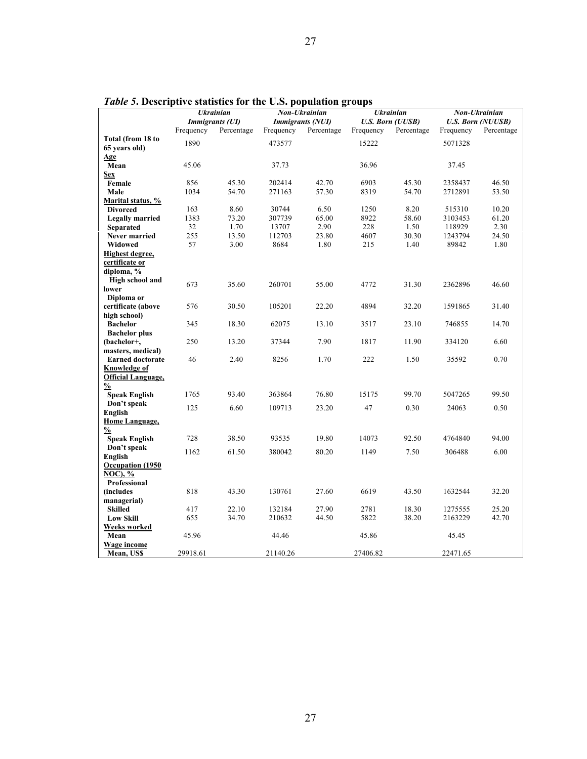*Table 5*. **Descriptive statistics for the U.S. population groups**

| | ***Ukrainian Immigrants (UI)*** | | ***Non-Ukrainian Immigrants (NUI)*** | | ***Ukrainian U.S. Born (UUSB)*** | | ***Non-Ukrainian U.S. Born (NUUSB)*** | |
|---|---|---|---|---|---|---|---|---|
| | Frequency | Percentage | Frequency | Percentage | Frequency | Percentage | Frequency | Percentage |
| **Total (from 18 to 65 years old)** | 1890 | | 473577 | | 15222 | | 5071328 | |
| **Age** | | | | | | | | |
| **Mean** | 45.06 | | 37.73 | | 36.96 | | 37.45 | |
| **Sex** | | | | | | | | |
| **Female** | 856 | 45.30 | 202414 | 42.70 | 6903 | 45.30 | 2358437 | 46.50 |
| **Male** | 1034 | 54.70 | 271163 | 57.30 | 8319 | 54.70 | 2712891 | 53.50 |
| **Marital status, %** | | | | | | | | |
| **Divorced** | 163 | 8.60 | 30744 | 6.50 | 1250 | 8.20 | 515310 | 10.20 |
| **Legally married** | 1383 | 73.20 | 307739 | 65.00 | 8922 | 58.60 | 3103453 | 61.20 |
| **Separated** | 32 | 1.70 | 13707 | 2.90 | 228 | 1.50 | 118929 | 2.30 |
| **Never married** | 255 | 13.50 | 112703 | 23.80 | 4607 | 30.30 | 1243794 | 24.50 |
| **Widowed** | 57 | 3.00 | 8684 | 1.80 | 215 | 1.40 | 89842 | 1.80 |
| **Highest degree, certificate or diploma, %** | | | | | | | | |
| **High school and lower** | 673 | 35.60 | 260701 | 55.00 | 4772 | 31.30 | 2362896 | 46.60 |
| **Diploma or certificate (above high school)** | 576 | 30.50 | 105201 | 22.20 | 4894 | 32.20 | 1591865 | 31.40 |
| **Bachelor** | 345 | 18.30 | 62075 | 13.10 | 3517 | 23.10 | 746855 | 14.70 |
| **Bachelor plus (bachelor+, masters, medical)** | 250 | 13.20 | 37344 | 7.90 | 1817 | 11.90 | 334120 | 6.60 |
| **Earned doctorate** | 46 | 2.40 | 8256 | 1.70 | 222 | 1.50 | 35592 | 0.70 |
| **Knowledge of Official Language, %** | | | | | | | | |
| **Speak English** | 1765 | 93.40 | 363864 | 76.80 | 15175 | 99.70 | 5047265 | 99.50 |
| **Don't speak English** | 125 | 6.60 | 109713 | 23.20 | 47 | 0.30 | 24063 | 0.50 |
| **Home Language, %** | | | | | | | | |
| **Speak English** | 728 | 38.50 | 93535 | 19.80 | 14073 | 92.50 | 4764840 | 94.00 |
| **Don't speak English** | 1162 | 61.50 | 380042 | 80.20 | 1149 | 7.50 | 306488 | 6.00 |
| **Occupation (1950 NOC), %** | | | | | | | | |
| **Professional (includes managerial)** | 818 | 43.30 | 130761 | 27.60 | 6619 | 43.50 | 1632544 | 32.20 |
| **Skilled** | 417 | 22.10 | 132184 | 27.90 | 2781 | 18.30 | 1275555 | 25.20 |
| **Low Skill** | 655 | 34.70 | 210632 | 44.50 | 5822 | 38.20 | 2163229 | 42.70 |
| **Weeks worked** | | | | | | | | |
| **Mean** | 45.96 | | 44.46 | | 45.86 | | 45.45 | |
| **Wage income** | | | | | | | | |
| **Mean, US$** | 29918.61 | | 21140.26 | | 27406.82 | | 22471.65 | |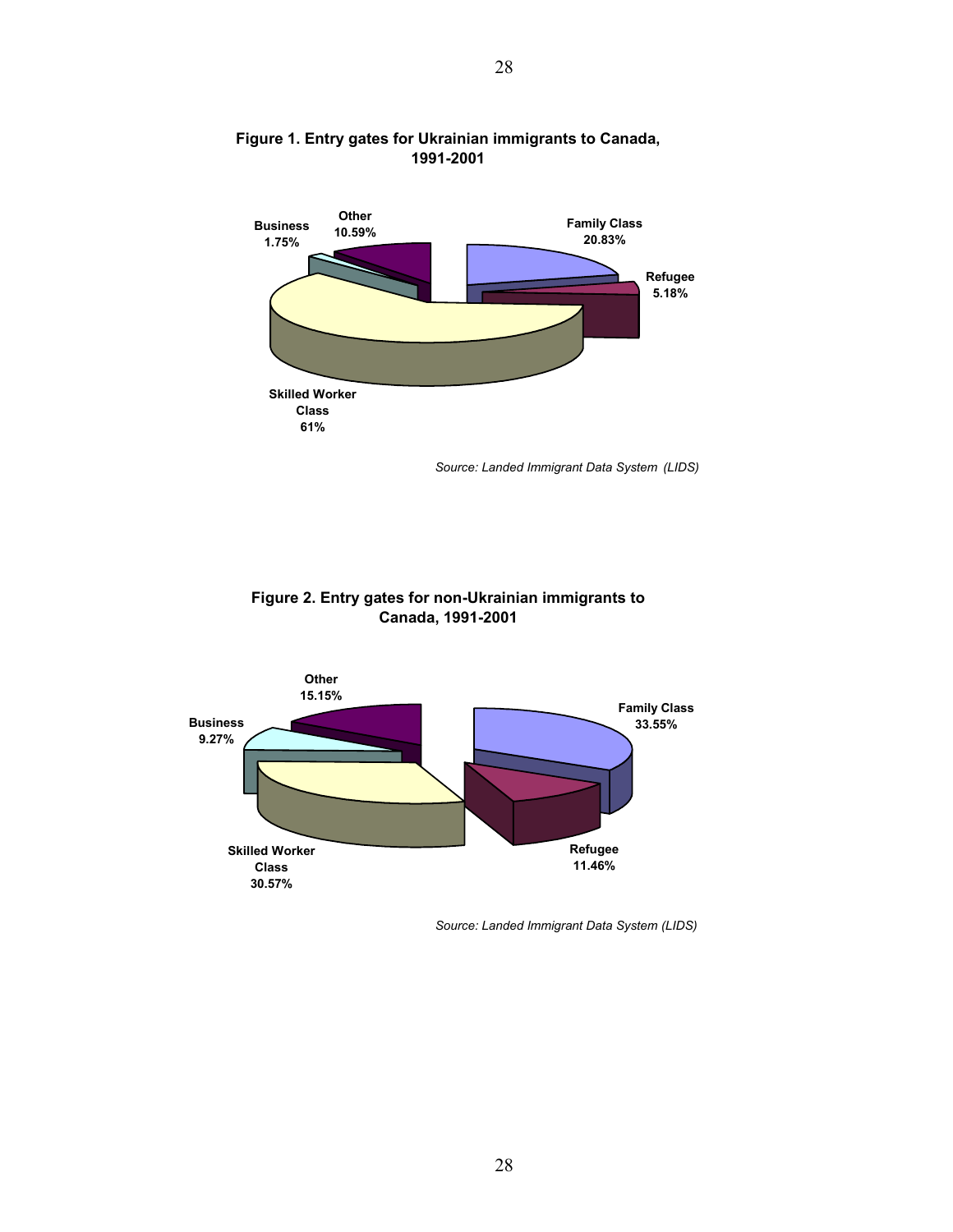**Figure 1. Entry gates for Ukrainian immigrants to Canada, 1991-2001**

Business 1.75%

Other 10.59%

Family Class 20.83%

Refugee 5.18%

Skilled Worker Class 61%

*Source: Landed Immigrant Data System (LIDS)*

**Figure 2. Entry gates for non-Ukrainian immigrants to Canada, 1991-2001**

Other 15.15%

Business 9.27%

Family Class 33.55%

Refugee 11.46%

Skilled Worker Class 30.57%

*Source: Landed Immigrant Data System (LIDS)*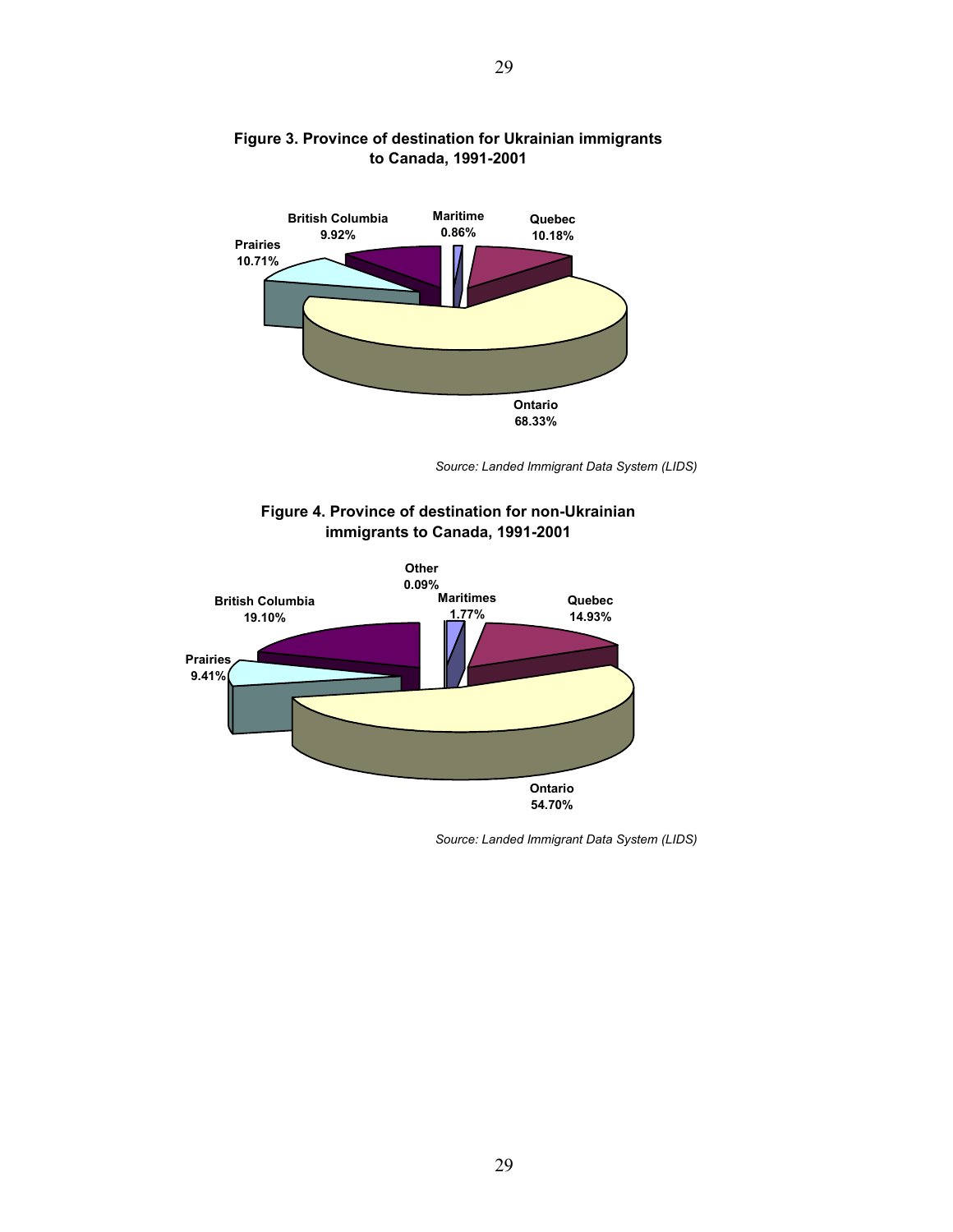**Figure 3. Province of destination for Ukrainian immigrants to Canada, 1991-2001**

British Columbia 9.92%
Maritime 0.86%
Quebec 10.18%
Prairies 10.71%
Ontario 68.33%

*Source: Landed Immigrant Data System (LIDS)*

**Figure 4. Province of destination for non-Ukrainian immigrants to Canada, 1991-2001**

Other 0.09%
British Columbia 19.10%
Maritimes 1.77%
Quebec 14.93%
Prairies 9.41%
Ontario 54.70%

*Source: Landed Immigrant Data System (LIDS)*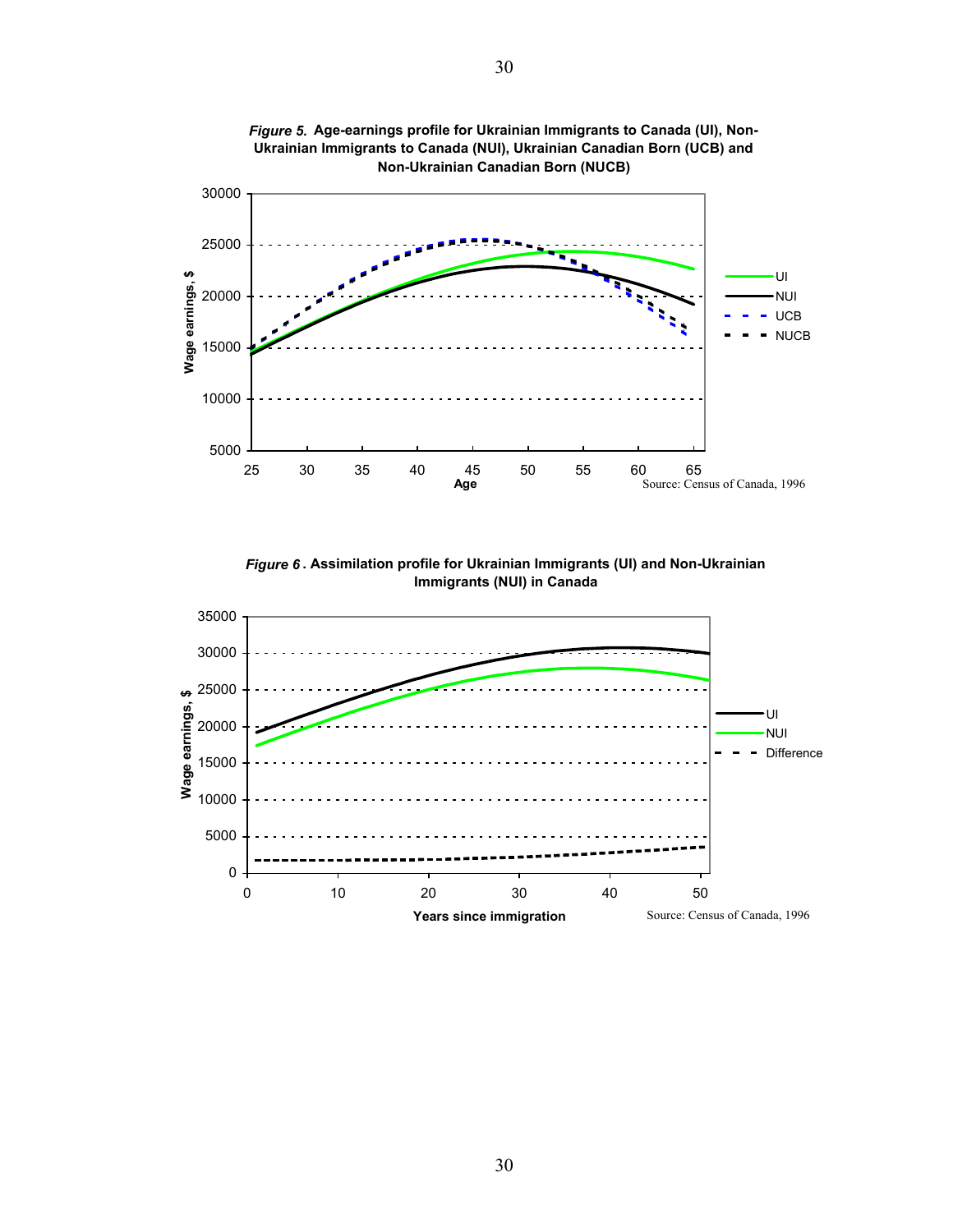*Figure 5.* **Age-earnings profile for Ukrainian Immigrants to Canada (UI), Non-Ukrainian Immigrants to Canada (NUI), Ukrainian Canadian Born (UCB) and Non-Ukrainian Canadian Born (NUCB)**

Source: Census of Canada, 1996

*Figure 6*. **Assimilation profile for Ukrainian Immigrants (UI) and Non-Ukrainian Immigrants (NUI) in Canada**

Source: Census of Canada, 1996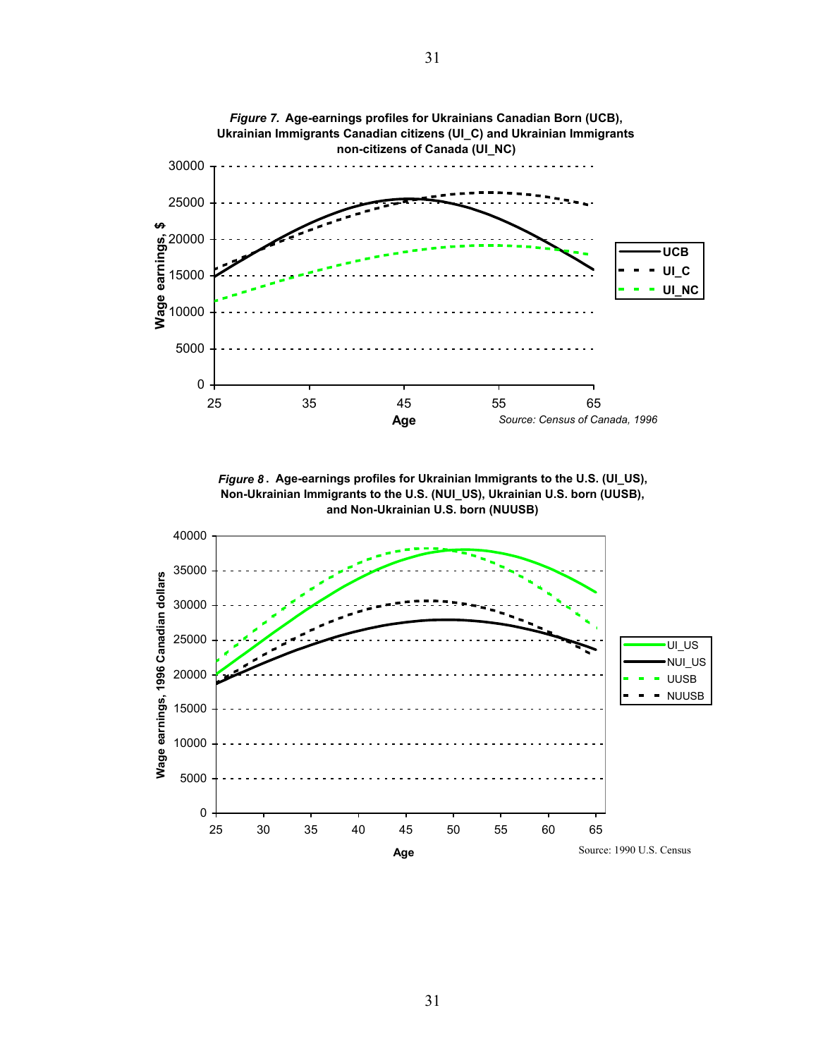***Figure 7.*** **Age-earnings profiles for Ukrainians Canadian Born (UCB), Ukrainian Immigrants Canadian citizens (UI_C) and Ukrainian Immigrants non-citizens of Canada (UI_NC)**

Source: Census of Canada, 1996

***Figure 8*** **. Age-earnings profiles for Ukrainian Immigrants to the U.S. (UI_US), Non-Ukrainian Immigrants to the U.S. (NUI_US), Ukrainian U.S. born (UUSB), and Non-Ukrainian U.S. born (NUUSB)**

Source: 1990 U.S. Census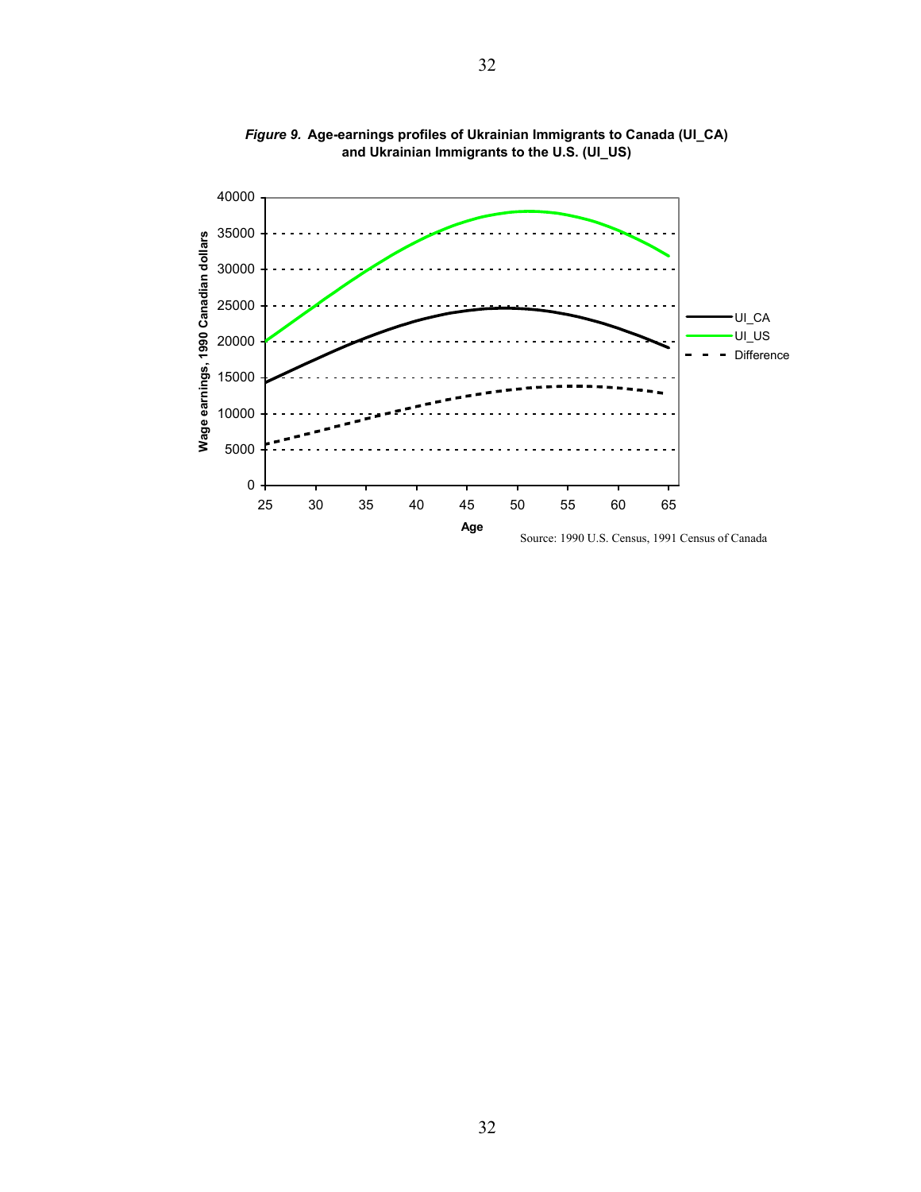*Figure 9.* **Age-earnings profiles of Ukrainian Immigrants to Canada (UI_CA) and Ukrainian Immigrants to the U.S. (UI_US)**

Source: 1990 U.S. Census, 1991 Census of Canada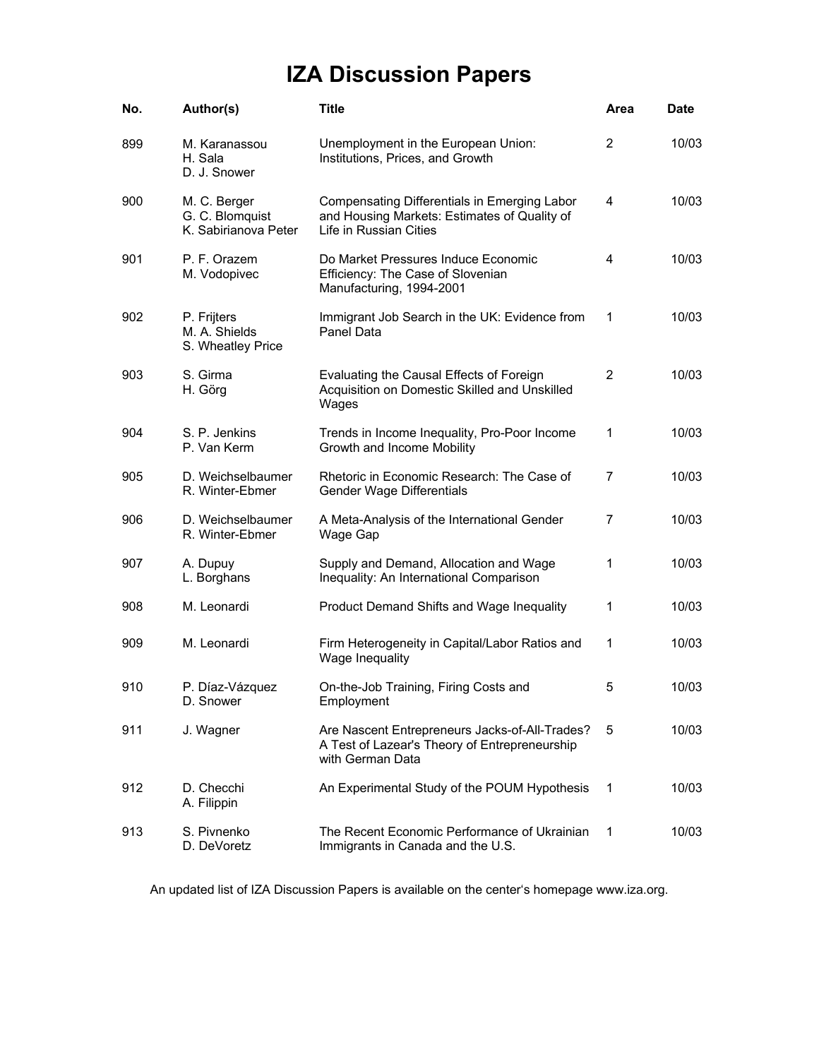# IZA Discussion Papers

| No. | Author(s) | Title | Area | Date |
| --- | --- | --- | --- | --- |
| 899 | M. Karanassou<br>H. Sala<br>D. J. Snower | Unemployment in the European Union: Institutions, Prices, and Growth | 2 | 10/03 |
| 900 | M. C. Berger<br>G. C. Blomquist<br>K. Sabirianova Peter | Compensating Differentials in Emerging Labor and Housing Markets: Estimates of Quality of Life in Russian Cities | 4 | 10/03 |
| 901 | P. F. Orazem<br>M. Vodopivec | Do Market Pressures Induce Economic Efficiency: The Case of Slovenian Manufacturing, 1994-2001 | 4 | 10/03 |
| 902 | P. Frijters<br>M. A. Shields<br>S. Wheatley Price | Immigrant Job Search in the UK: Evidence from Panel Data | 1 | 10/03 |
| 903 | S. Girma<br>H. Görg | Evaluating the Causal Effects of Foreign Acquisition on Domestic Skilled and Unskilled Wages | 2 | 10/03 |
| 904 | S. P. Jenkins<br>P. Van Kerm | Trends in Income Inequality, Pro-Poor Income Growth and Income Mobility | 1 | 10/03 |
| 905 | D. Weichselbaumer<br>R. Winter-Ebmer | Rhetoric in Economic Research: The Case of Gender Wage Differentials | 7 | 10/03 |
| 906 | D. Weichselbaumer<br>R. Winter-Ebmer | A Meta-Analysis of the International Gender Wage Gap | 7 | 10/03 |
| 907 | A. Dupuy<br>L. Borghans | Supply and Demand, Allocation and Wage Inequality: An International Comparison | 1 | 10/03 |
| 908 | M. Leonardi | Product Demand Shifts and Wage Inequality | 1 | 10/03 |
| 909 | M. Leonardi | Firm Heterogeneity in Capital/Labor Ratios and Wage Inequality | 1 | 10/03 |
| 910 | P. Díaz-Vázquez<br>D. Snower | On-the-Job Training, Firing Costs and Employment | 5 | 10/03 |
| 911 | J. Wagner | Are Nascent Entrepreneurs Jacks-of-All-Trades? A Test of Lazear's Theory of Entrepreneurship with German Data | 5 | 10/03 |
| 912 | D. Checchi<br>A. Filippin | An Experimental Study of the POUM Hypothesis | 1 | 10/03 |
| 913 | S. Pivnenko<br>D. DeVoretz | The Recent Economic Performance of Ukrainian Immigrants in Canada and the U.S. | 1 | 10/03 |

An updated list of IZA Discussion Papers is available on the center's homepage www.iza.org.